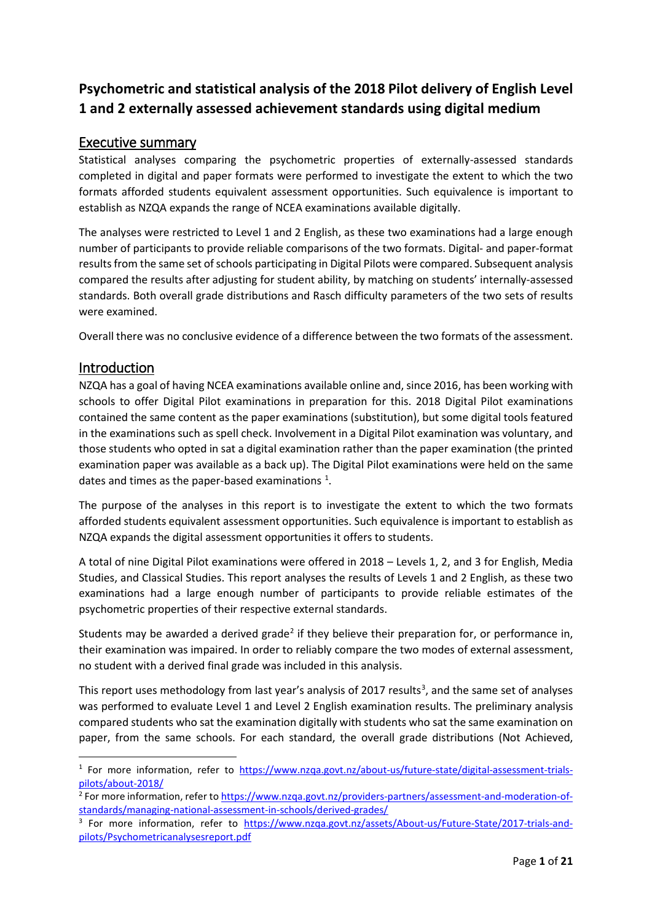# Psychometric and statistical analysis of the 2018 Pilot delivery of English Level 1 and 2 externally assessed achievement standards using digital medium

## Executive summary

Statistical analyses comparing the psychometric properties of externally-assessed standards completed in digital and paper formats were performed to investigate the extent to which the two formats afforded students equivalent assessment opportunities. Such equivalence is important to establish as NZQA expands the range of NCEA examinations available digitally.

The analyses were restricted to Level 1 and 2 English, as these two examinations had a large enough number of participants to provide reliable comparisons of the two formats. Digital- and paper-format results from the same set of schools participating in Digital Pilots were compared. Subsequent analysis compared the results after adjusting for student ability, by matching on students' internally-assessed standards. Both overall grade distributions and Rasch difficulty parameters of the two sets of results were examined.

Overall there was no conclusive evidence of a difference between the two formats of the assessment.

## Introduction

NZQA has a goal of having NCEA examinations available online and, since 2016, has been working with schools to offer Digital Pilot examinations in preparation for this. 2018 Digital Pilot examinations contained the same content as the paper examinations (substitution), but some digital tools featured in the examinations such as spell check. Involvement in a Digital Pilot examination was voluntary, and those students who opted in sat a digital examination rather than the paper examination (the printed examination paper was available as a back up). The Digital Pilot examinations were held on the same dates and times as the paper-based examinations [1].

The purpose of the analyses in this report is to investigate the extent to which the two formats afforded students equivalent assessment opportunities. Such equivalence is important to establish as NZQA expands the digital assessment opportunities it offers to students.

A total of nine Digital Pilot examinations were offered in 2018 – Levels 1, 2, and 3 for English, Media Studies, and Classical Studies. This report analyses the results of Levels 1 and 2 English, as these two examinations had a large enough number of participants to provide reliable estimates of the psychometric properties of their respective external standards.

Students may be awarded a derived grade[2] if they believe their preparation for, or performance in, their examination was impaired. In order to reliably compare the two modes of external assessment, no student with a derived final grade was included in this analysis.

This report uses methodology from last year's analysis of 2017 results[3], and the same set of analyses was performed to evaluate Level 1 and Level 2 English examination results. The preliminary analysis compared students who sat the examination digitally with students who sat the same examination on paper, from the same schools. For each standard, the overall grade distributions (Not Achieved,

---

[1] For more information, refer to https://www.nzqa.govt.nz/about-us/future-state/digital-assessment-trials-pilots/about-2018/

[2] For more information, refer to https://www.nzqa.govt.nz/providers-partners/assessment-and-moderation-of-standards/managing-national-assessment-in-schools/derived-grades/

[3] For more information, refer to https://www.nzqa.govt.nz/assets/About-us/Future-State/2017-trials-and-pilots/Psychometricanalysesreport.pdf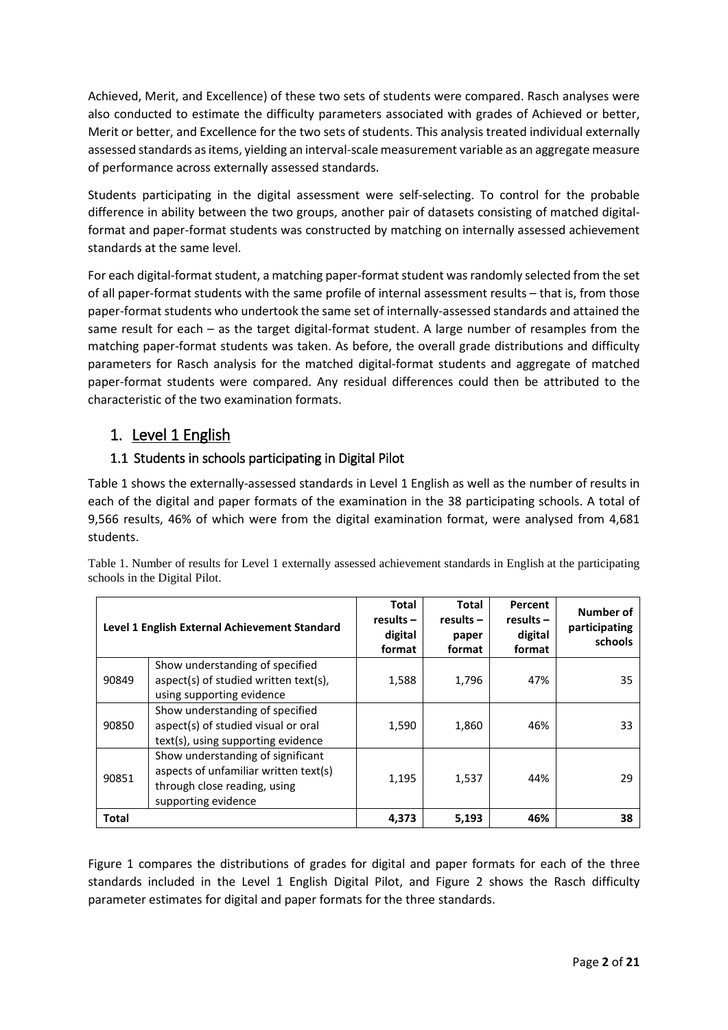Achieved, Merit, and Excellence) of these two sets of students were compared. Rasch analyses were also conducted to estimate the difficulty parameters associated with grades of Achieved or better, Merit or better, and Excellence for the two sets of students. This analysis treated individual externally assessed standards as items, yielding an interval-scale measurement variable as an aggregate measure of performance across externally assessed standards.

Students participating in the digital assessment were self-selecting. To control for the probable difference in ability between the two groups, another pair of datasets consisting of matched digital-format and paper-format students was constructed by matching on internally assessed achievement standards at the same level.

For each digital-format student, a matching paper-format student was randomly selected from the set of all paper-format students with the same profile of internal assessment results – that is, from those paper-format students who undertook the same set of internally-assessed standards and attained the same result for each – as the target digital-format student. A large number of resamples from the matching paper-format students was taken. As before, the overall grade distributions and difficulty parameters for Rasch analysis for the matched digital-format students and aggregate of matched paper-format students were compared. Any residual differences could then be attributed to the characteristic of the two examination formats.

# 1. Level 1 English

## 1.1 Students in schools participating in Digital Pilot

Table 1 shows the externally-assessed standards in Level 1 English as well as the number of results in each of the digital and paper formats of the examination in the 38 participating schools. A total of 9,566 results, 46% of which were from the digital examination format, were analysed from 4,681 students.

Table 1. Number of results for Level 1 externally assessed achievement standards in English at the participating schools in the Digital Pilot.

| Level 1 English External Achievement Standard | | Total results – digital format | Total results – paper format | Percent results – digital format | Number of participating schools |
|---|---|---|---|---|---|
| 90849 | Show understanding of specified aspect(s) of studied written text(s), using supporting evidence | 1,588 | 1,796 | 47% | 35 |
| 90850 | Show understanding of specified aspect(s) of studied visual or oral text(s), using supporting evidence | 1,590 | 1,860 | 46% | 33 |
| 90851 | Show understanding of significant aspects of unfamiliar written text(s) through close reading, using supporting evidence | 1,195 | 1,537 | 44% | 29 |
| **Total** | | **4,373** | **5,193** | **46%** | **38** |

Figure 1 compares the distributions of grades for digital and paper formats for each of the three standards included in the Level 1 English Digital Pilot, and Figure 2 shows the Rasch difficulty parameter estimates for digital and paper formats for the three standards.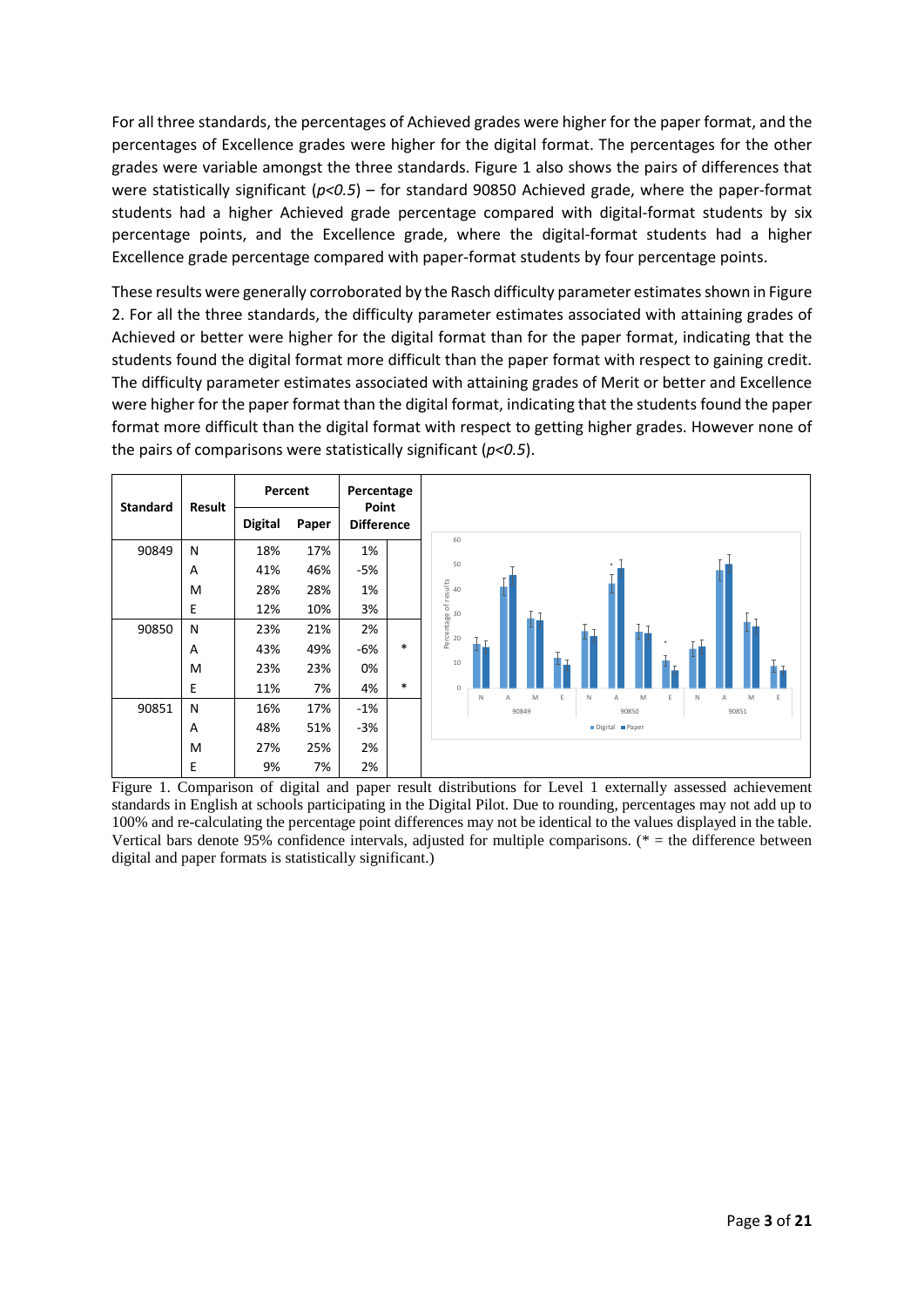For all three standards, the percentages of Achieved grades were higher for the paper format, and the percentages of Excellence grades were higher for the digital format. The percentages for the other grades were variable amongst the three standards. Figure 1 also shows the pairs of differences that were statistically significant (*$p<0.5$*) – for standard 90850 Achieved grade, where the paper-format students had a higher Achieved grade percentage compared with digital-format students by six percentage points, and the Excellence grade, where the digital-format students had a higher Excellence grade percentage compared with paper-format students by four percentage points.

These results were generally corroborated by the Rasch difficulty parameter estimates shown in Figure 2. For all the three standards, the difficulty parameter estimates associated with attaining grades of Achieved or better were higher for the digital format than for the paper format, indicating that the students found the digital format more difficult than the paper format with respect to gaining credit. The difficulty parameter estimates associated with attaining grades of Merit or better and Excellence were higher for the paper format than the digital format, indicating that the students found the paper format more difficult than the digital format with respect to getting higher grades. However none of the pairs of comparisons were statistically significant (*$p<0.5$*).

| Standard | Result | Percent | | Percentage Point Difference | |
|---|---|---|---|---|---|
| | | Digital | Paper | | |
| 90849 | N | 18% | 17% | 1% | |
| | A | 41% | 46% | -5% | |
| | M | 28% | 28% | 1% | |
| | E | 12% | 10% | 3% | |
| 90850 | N | 23% | 21% | 2% | |
| | A | 43% | 49% | -6% | * |
| | M | 23% | 23% | 0% | |
| | E | 11% | 7% | 4% | * |
| 90851 | N | 16% | 17% | -1% | |
| | A | 48% | 51% | -3% | |
| | M | 27% | 25% | 2% | |
| | E | 9% | 7% | 2% | |

Figure 1. Comparison of digital and paper result distributions for Level 1 externally assessed achievement standards in English at schools participating in the Digital Pilot. Due to rounding, percentages may not add up to 100% and re-calculating the percentage point differences may not be identical to the values displayed in the table. Vertical bars denote 95% confidence intervals, adjusted for multiple comparisons. (* = the difference between digital and paper formats is statistically significant.)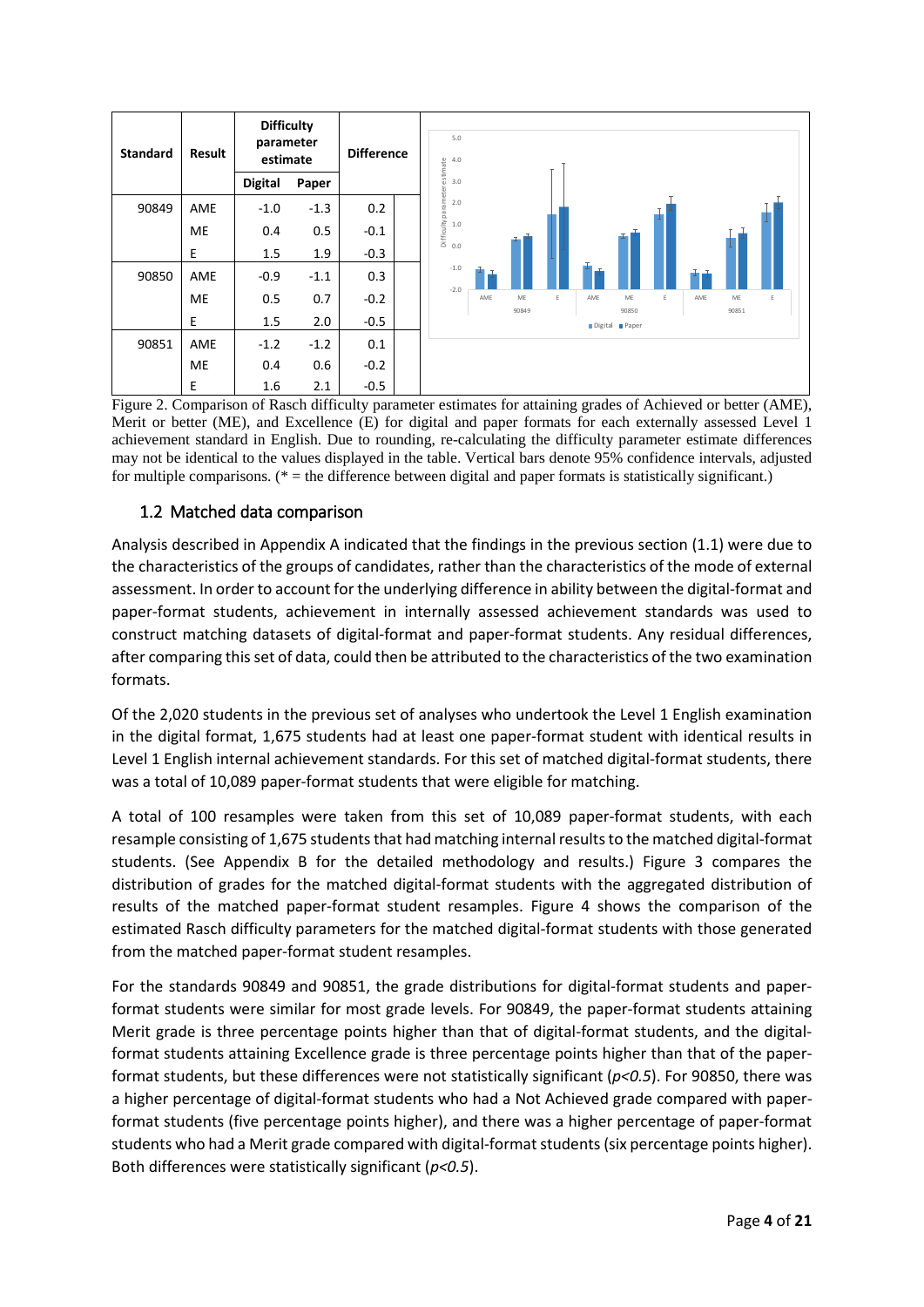| Standard | Result | Difficulty parameter estimate | | Difference |
|---|---|---|---|---|
| | | Digital | Paper | |
| 90849 | AME | -1.0 | -1.3 | 0.2 |
| | ME | 0.4 | 0.5 | -0.1 |
| | E | 1.5 | 1.9 | -0.3 |
| 90850 | AME | -0.9 | -1.1 | 0.3 |
| | ME | 0.5 | 0.7 | -0.2 |
| | E | 1.5 | 2.0 | -0.5 |
| 90851 | AME | -1.2 | -1.2 | 0.1 |
| | ME | 0.4 | 0.6 | -0.2 |
| | E | 1.6 | 2.1 | -0.5 |

Figure 2. Comparison of Rasch difficulty parameter estimates for attaining grades of Achieved or better (AME), Merit or better (ME), and Excellence (E) for digital and paper formats for each externally assessed Level 1 achievement standard in English. Due to rounding, re-calculating the difficulty parameter estimate differences may not be identical to the values displayed in the table. Vertical bars denote 95% confidence intervals, adjusted for multiple comparisons. (* = the difference between digital and paper formats is statistically significant.)

## 1.2 Matched data comparison

Analysis described in Appendix A indicated that the findings in the previous section (1.1) were due to the characteristics of the groups of candidates, rather than the characteristics of the mode of external assessment. In order to account for the underlying difference in ability between the digital-format and paper-format students, achievement in internally assessed achievement standards was used to construct matching datasets of digital-format and paper-format students. Any residual differences, after comparing this set of data, could then be attributed to the characteristics of the two examination formats.

Of the 2,020 students in the previous set of analyses who undertook the Level 1 English examination in the digital format, 1,675 students had at least one paper-format student with identical results in Level 1 English internal achievement standards. For this set of matched digital-format students, there was a total of 10,089 paper-format students that were eligible for matching.

A total of 100 resamples were taken from this set of 10,089 paper-format students, with each resample consisting of 1,675 students that had matching internal results to the matched digital-format students. (See Appendix B for the detailed methodology and results.) Figure 3 compares the distribution of grades for the matched digital-format students with the aggregated distribution of results of the matched paper-format student resamples. Figure 4 shows the comparison of the estimated Rasch difficulty parameters for the matched digital-format students with those generated from the matched paper-format student resamples.

For the standards 90849 and 90851, the grade distributions for digital-format students and paper-format students were similar for most grade levels. For 90849, the paper-format students attaining Merit grade is three percentage points higher than that of digital-format students, and the digital-format students attaining Excellence grade is three percentage points higher than that of the paper-format students, but these differences were not statistically significant ($p<0.5$). For 90850, there was a higher percentage of digital-format students who had a Not Achieved grade compared with paper-format students (five percentage points higher), and there was a higher percentage of paper-format students who had a Merit grade compared with digital-format students (six percentage points higher). Both differences were statistically significant ($p<0.5$).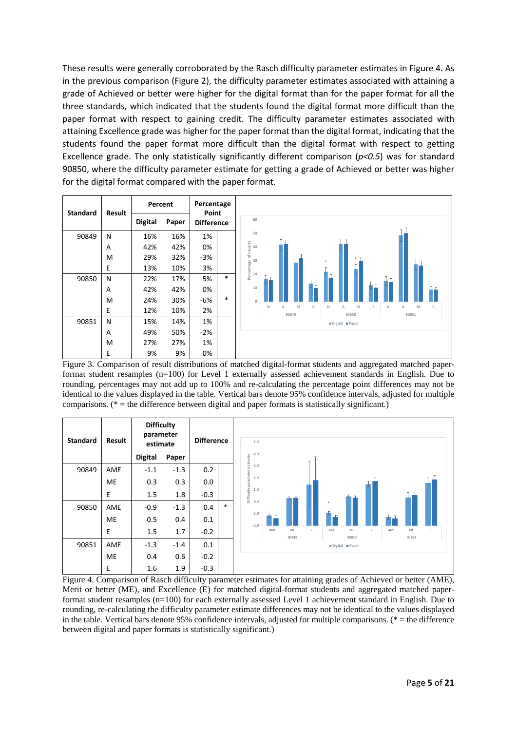These results were generally corroborated by the Rasch difficulty parameter estimates in Figure 4. As in the previous comparison (Figure 2), the difficulty parameter estimates associated with attaining a grade of Achieved or better were higher for the digital format than for the paper format for all the three standards, which indicated that the students found the digital format more difficult than the paper format with respect to gaining credit. The difficulty parameter estimates associated with attaining Excellence grade was higher for the paper format than the digital format, indicating that the students found the paper format more difficult than the digital format with respect to getting Excellence grade. The only statistically significantly different comparison (*$p<0.5$*) was for standard 90850, where the difficulty parameter estimate for getting a grade of Achieved or better was higher for the digital format compared with the paper format.

| Standard | Result | Percent | | Percentage Point Difference | |
|---|---|---|---|---|---|
| | | Digital | Paper | | |
| 90849 | N | 16% | 16% | 1% | |
| | A | 42% | 42% | 0% | |
| | M | 29% | 32% | -3% | |
| | E | 13% | 10% | 3% | |
| 90850 | N | 22% | 17% | 5% | * |
| | A | 42% | 42% | 0% | |
| | M | 24% | 30% | -6% | * |
| | E | 12% | 10% | 2% | |
| 90851 | N | 15% | 14% | 1% | |
| | A | 49% | 50% | -2% | |
| | M | 27% | 27% | 1% | |
| | E | 9% | 9% | 0% | |

Figure 3. Comparison of result distributions of matched digital-format students and aggregated matched paper-format student resamples (n=100) for Level 1 externally assessed achievement standards in English. Due to rounding, percentages may not add up to 100% and re-calculating the percentage point differences may not be identical to the values displayed in the table. Vertical bars denote 95% confidence intervals, adjusted for multiple comparisons. (* = the difference between digital and paper formats is statistically significant.)

| Standard | Result | Difficulty parameter estimate | | Difference | |
|---|---|---|---|---|---|
| | | Digital | Paper | | |
| 90849 | AME | -1.1 | -1.3 | 0.2 | |
| | ME | 0.3 | 0.3 | 0.0 | |
| | E | 1.5 | 1.8 | -0.3 | |
| 90850 | AME | -0.9 | -1.3 | 0.4 | * |
| | ME | 0.5 | 0.4 | 0.1 | |
| | E | 1.5 | 1.7 | -0.2 | |
| 90851 | AME | -1.3 | -1.4 | 0.1 | |
| | ME | 0.4 | 0.6 | -0.2 | |
| | E | 1.6 | 1.9 | -0.3 | |

Figure 4. Comparison of Rasch difficulty parameter estimates for attaining grades of Achieved or better (AME), Merit or better (ME), and Excellence (E) for matched digital-format students and aggregated matched paper-format student resamples (n=100) for each externally assessed Level 1 achievement standard in English. Due to rounding, re-calculating the difficulty parameter estimate differences may not be identical to the values displayed in the table. Vertical bars denote 95% confidence intervals, adjusted for multiple comparisons. (* = the difference between digital and paper formats is statistically significant.)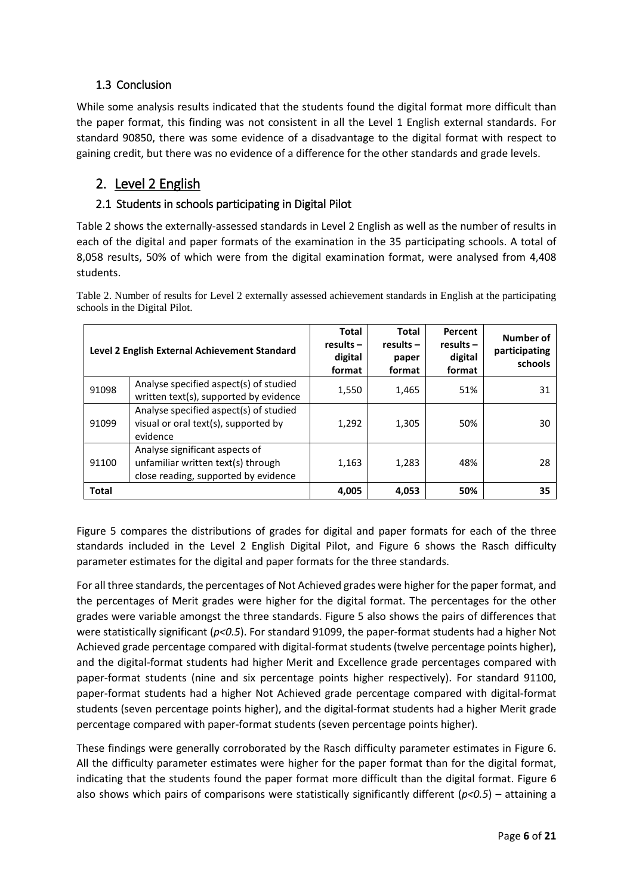### 1.3 Conclusion

While some analysis results indicated that the students found the digital format more difficult than the paper format, this finding was not consistent in all the Level 1 English external standards. For standard 90850, there was some evidence of a disadvantage to the digital format with respect to gaining credit, but there was no evidence of a difference for the other standards and grade levels.

## 2. Level 2 English

### 2.1 Students in schools participating in Digital Pilot

Table 2 shows the externally-assessed standards in Level 2 English as well as the number of results in each of the digital and paper formats of the examination in the 35 participating schools. A total of 8,058 results, 50% of which were from the digital examination format, were analysed from 4,408 students.

Table 2. Number of results for Level 2 externally assessed achievement standards in English at the participating schools in the Digital Pilot.

| Level 2 English External Achievement Standard | | Total results – digital format | Total results – paper format | Percent results – digital format | Number of participating schools |
|---|---|---|---|---|---|
| 91098 | Analyse specified aspect(s) of studied written text(s), supported by evidence | 1,550 | 1,465 | 51% | 31 |
| 91099 | Analyse specified aspect(s) of studied visual or oral text(s), supported by evidence | 1,292 | 1,305 | 50% | 30 |
| 91100 | Analyse significant aspects of unfamiliar written text(s) through close reading, supported by evidence | 1,163 | 1,283 | 48% | 28 |
| **Total** | | **4,005** | **4,053** | **50%** | **35** |

Figure 5 compares the distributions of grades for digital and paper formats for each of the three standards included in the Level 2 English Digital Pilot, and Figure 6 shows the Rasch difficulty parameter estimates for the digital and paper formats for the three standards.

For all three standards, the percentages of Not Achieved grades were higher for the paper format, and the percentages of Merit grades were higher for the digital format. The percentages for the other grades were variable amongst the three standards. Figure 5 also shows the pairs of differences that were statistically significant ($p<0.5$). For standard 91099, the paper-format students had a higher Not Achieved grade percentage compared with digital-format students (twelve percentage points higher), and the digital-format students had higher Merit and Excellence grade percentages compared with paper-format students (nine and six percentage points higher respectively). For standard 91100, paper-format students had a higher Not Achieved grade percentage compared with digital-format students (seven percentage points higher), and the digital-format students had a higher Merit grade percentage compared with paper-format students (seven percentage points higher).

These findings were generally corroborated by the Rasch difficulty parameter estimates in Figure 6. All the difficulty parameter estimates were higher for the paper format than for the digital format, indicating that the students found the paper format more difficult than the digital format. Figure 6 also shows which pairs of comparisons were statistically significantly different ($p<0.5$) – attaining a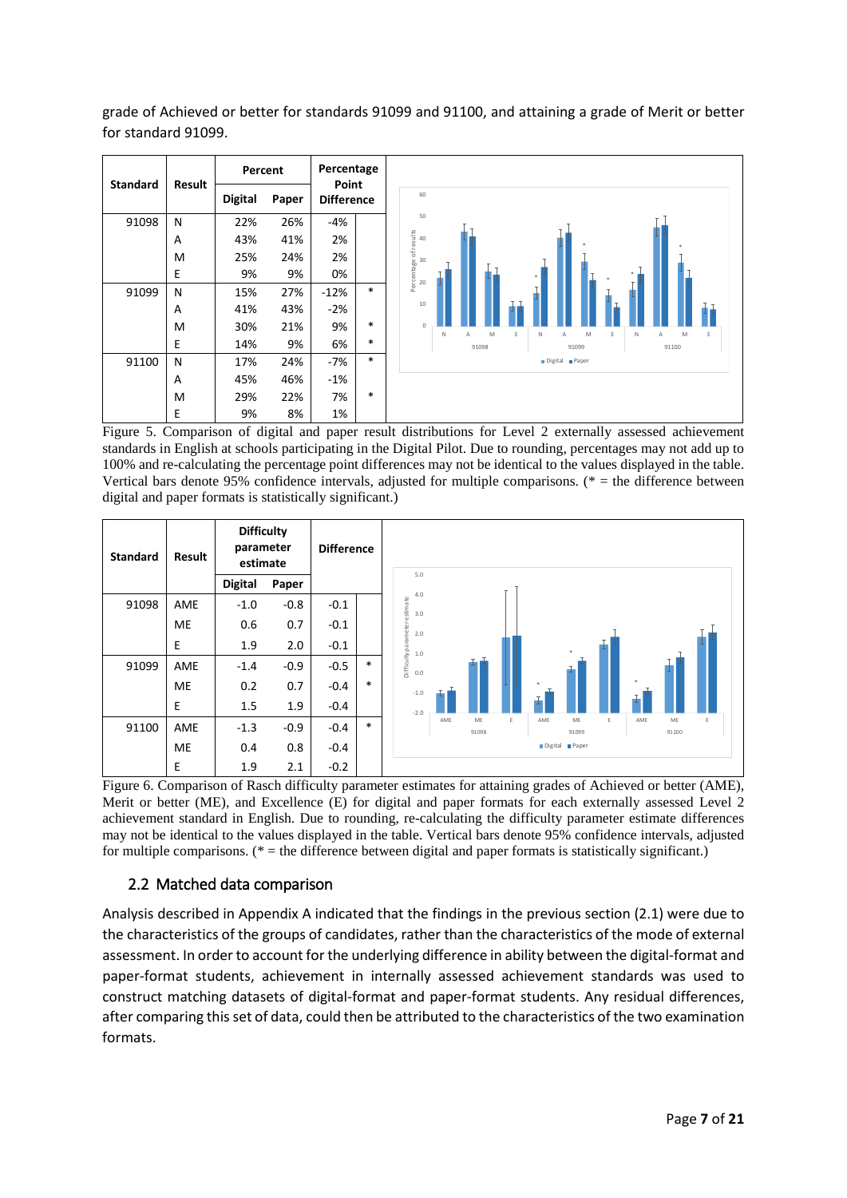grade of Achieved or better for standards 91099 and 91100, and attaining a grade of Merit or better for standard 91099.

| Standard | Result | Percent | | Percentage Point Difference | |
|---|---|---|---|---|---|
| | | Digital | Paper | | |
| 91098 | N | 22% | 26% | -4% | |
| | A | 43% | 41% | 2% | |
| | M | 25% | 24% | 2% | |
| | E | 9% | 9% | 0% | |
| 91099 | N | 15% | 27% | -12% | * |
| | A | 41% | 43% | -2% | |
| | M | 30% | 21% | 9% | * |
| | E | 14% | 9% | 6% | * |
| 91100 | N | 17% | 24% | -7% | * |
| | A | 45% | 46% | -1% | |
| | M | 29% | 22% | 7% | * |
| | E | 9% | 8% | 1% | |

Figure 5. Comparison of digital and paper result distributions for Level 2 externally assessed achievement standards in English at schools participating in the Digital Pilot. Due to rounding, percentages may not add up to 100% and re-calculating the percentage point differences may not be identical to the values displayed in the table. Vertical bars denote 95% confidence intervals, adjusted for multiple comparisons. (* = the difference between digital and paper formats is statistically significant.)

| Standard | Result | Difficulty parameter estimate | | Difference | |
|---|---|---|---|---|---|
| | | Digital | Paper | | |
| 91098 | AME | -1.0 | -0.8 | -0.1 | |
| | ME | 0.6 | 0.7 | -0.1 | |
| | E | 1.9 | 2.0 | -0.1 | |
| 91099 | AME | -1.4 | -0.9 | -0.5 | * |
| | ME | 0.2 | 0.7 | -0.4 | * |
| | E | 1.5 | 1.9 | -0.4 | |
| 91100 | AME | -1.3 | -0.9 | -0.4 | * |
| | ME | 0.4 | 0.8 | -0.4 | |
| | E | 1.9 | 2.1 | -0.2 | |

Figure 6. Comparison of Rasch difficulty parameter estimates for attaining grades of Achieved or better (AME), Merit or better (ME), and Excellence (E) for digital and paper formats for each externally assessed Level 2 achievement standard in English. Due to rounding, re-calculating the difficulty parameter estimate differences may not be identical to the values displayed in the table. Vertical bars denote 95% confidence intervals, adjusted for multiple comparisons. (* = the difference between digital and paper formats is statistically significant.)

### 2.2 Matched data comparison

Analysis described in Appendix A indicated that the findings in the previous section (2.1) were due to the characteristics of the groups of candidates, rather than the characteristics of the mode of external assessment. In order to account for the underlying difference in ability between the digital-format and paper-format students, achievement in internally assessed achievement standards was used to construct matching datasets of digital-format and paper-format students. Any residual differences, after comparing this set of data, could then be attributed to the characteristics of the two examination formats.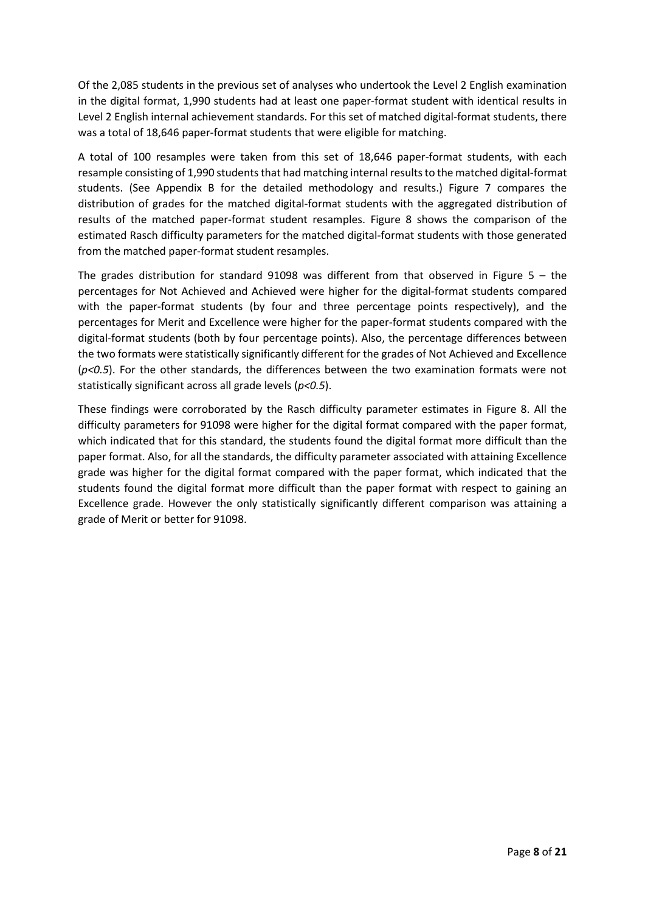Of the 2,085 students in the previous set of analyses who undertook the Level 2 English examination in the digital format, 1,990 students had at least one paper-format student with identical results in Level 2 English internal achievement standards. For this set of matched digital-format students, there was a total of 18,646 paper-format students that were eligible for matching.

A total of 100 resamples were taken from this set of 18,646 paper-format students, with each resample consisting of 1,990 students that had matching internal results to the matched digital-format students. (See Appendix B for the detailed methodology and results.) Figure 7 compares the distribution of grades for the matched digital-format students with the aggregated distribution of results of the matched paper-format student resamples. Figure 8 shows the comparison of the estimated Rasch difficulty parameters for the matched digital-format students with those generated from the matched paper-format student resamples.

The grades distribution for standard 91098 was different from that observed in Figure 5 – the percentages for Not Achieved and Achieved were higher for the digital-format students compared with the paper-format students (by four and three percentage points respectively), and the percentages for Merit and Excellence were higher for the paper-format students compared with the digital-format students (both by four percentage points). Also, the percentage differences between the two formats were statistically significantly different for the grades of Not Achieved and Excellence ($p<0.5$). For the other standards, the differences between the two examination formats were not statistically significant across all grade levels ($p<0.5$).

These findings were corroborated by the Rasch difficulty parameter estimates in Figure 8. All the difficulty parameters for 91098 were higher for the digital format compared with the paper format, which indicated that for this standard, the students found the digital format more difficult than the paper format. Also, for all the standards, the difficulty parameter associated with attaining Excellence grade was higher for the digital format compared with the paper format, which indicated that the students found the digital format more difficult than the paper format with respect to gaining an Excellence grade. However the only statistically significantly different comparison was attaining a grade of Merit or better for 91098.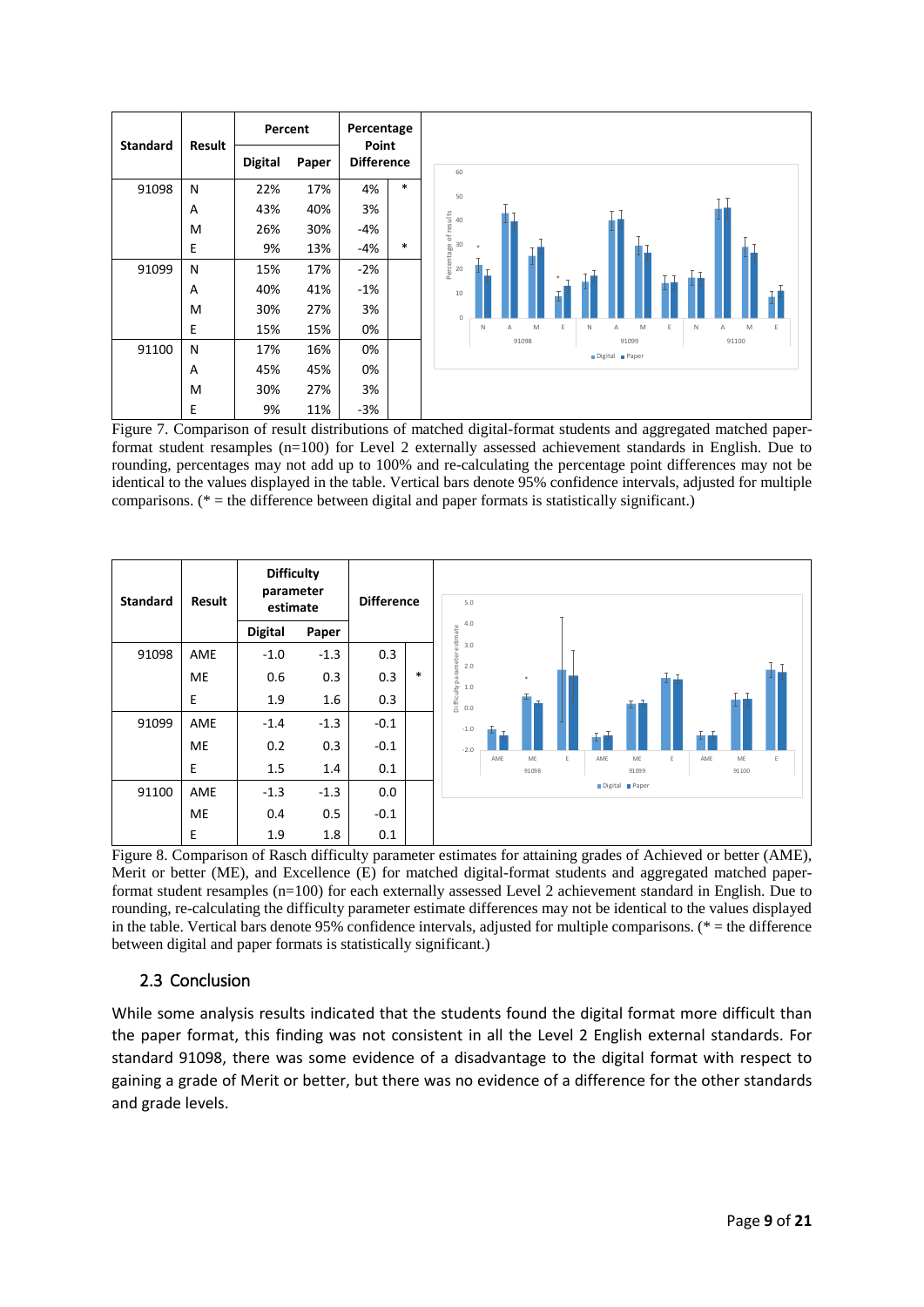| Standard | Result | Percent | | Percentage Point Difference | |
|---|---|---|---|---|---|
| | | Digital | Paper | | |
| 91098 | N | 22% | 17% | 4% | * |
| | A | 43% | 40% | 3% | |
| | M | 26% | 30% | -4% | |
| | E | 9% | 13% | -4% | * |
| 91099 | N | 15% | 17% | -2% | |
| | A | 40% | 41% | -1% | |
| | M | 30% | 27% | 3% | |
| | E | 15% | 15% | 0% | |
| 91100 | N | 17% | 16% | 0% | |
| | A | 45% | 45% | 0% | |
| | M | 30% | 27% | 3% | |
| | E | 9% | 11% | -3% | |

Figure 7. Comparison of result distributions of matched digital-format students and aggregated matched paper-format student resamples (n=100) for Level 2 externally assessed achievement standards in English. Due to rounding, percentages may not add up to 100% and re-calculating the percentage point differences may not be identical to the values displayed in the table. Vertical bars denote 95% confidence intervals, adjusted for multiple comparisons. (* = the difference between digital and paper formats is statistically significant.)

| Standard | Result | Difficulty parameter estimate | | Difference | |
|---|---|---|---|---|---|
| | | Digital | Paper | | |
| 91098 | AME | -1.0 | -1.3 | 0.3 | |
| | ME | 0.6 | 0.3 | 0.3 | * |
| | E | 1.9 | 1.6 | 0.3 | |
| 91099 | AME | -1.4 | -1.3 | -0.1 | |
| | ME | 0.2 | 0.3 | -0.1 | |
| | E | 1.5 | 1.4 | 0.1 | |
| 91100 | AME | -1.3 | -1.3 | 0.0 | |
| | ME | 0.4 | 0.5 | -0.1 | |
| | E | 1.9 | 1.8 | 0.1 | |

Figure 8. Comparison of Rasch difficulty parameter estimates for attaining grades of Achieved or better (AME), Merit or better (ME), and Excellence (E) for matched digital-format students and aggregated matched paper-format student resamples (n=100) for each externally assessed Level 2 achievement standard in English. Due to rounding, re-calculating the difficulty parameter estimate differences may not be identical to the values displayed in the table. Vertical bars denote 95% confidence intervals, adjusted for multiple comparisons. (* = the difference between digital and paper formats is statistically significant.)

## 2.3 Conclusion

While some analysis results indicated that the students found the digital format more difficult than the paper format, this finding was not consistent in all the Level 2 English external standards. For standard 91098, there was some evidence of a disadvantage to the digital format with respect to gaining a grade of Merit or better, but there was no evidence of a difference for the other standards and grade levels.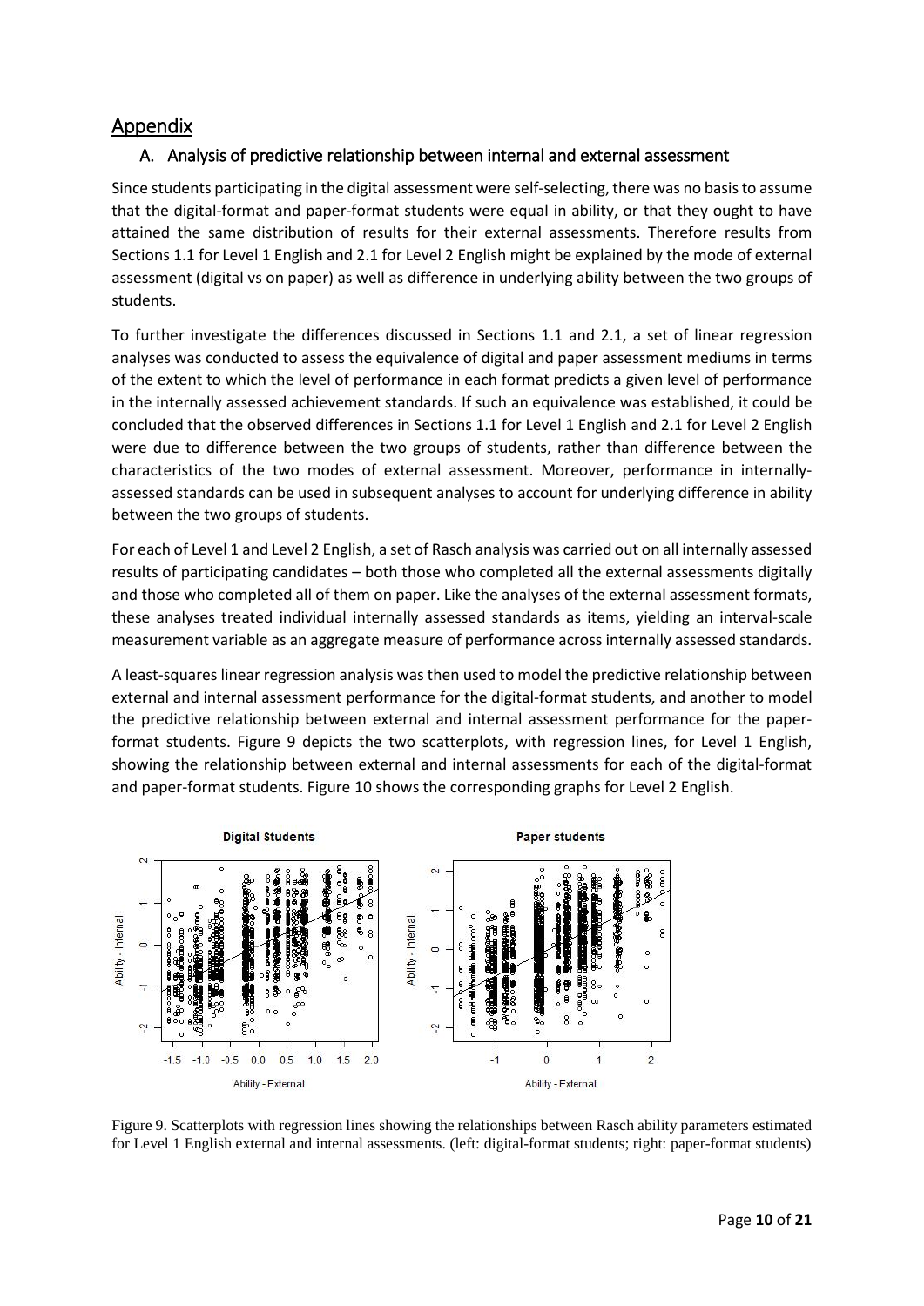## Appendix

### A. Analysis of predictive relationship between internal and external assessment

Since students participating in the digital assessment were self-selecting, there was no basis to assume that the digital-format and paper-format students were equal in ability, or that they ought to have attained the same distribution of results for their external assessments. Therefore results from Sections 1.1 for Level 1 English and 2.1 for Level 2 English might be explained by the mode of external assessment (digital vs on paper) as well as difference in underlying ability between the two groups of students.

To further investigate the differences discussed in Sections 1.1 and 2.1, a set of linear regression analyses was conducted to assess the equivalence of digital and paper assessment mediums in terms of the extent to which the level of performance in each format predicts a given level of performance in the internally assessed achievement standards. If such an equivalence was established, it could be concluded that the observed differences in Sections 1.1 for Level 1 English and 2.1 for Level 2 English were due to difference between the two groups of students, rather than difference between the characteristics of the two modes of external assessment. Moreover, performance in internally-assessed standards can be used in subsequent analyses to account for underlying difference in ability between the two groups of students.

For each of Level 1 and Level 2 English, a set of Rasch analysis was carried out on all internally assessed results of participating candidates – both those who completed all the external assessments digitally and those who completed all of them on paper. Like the analyses of the external assessment formats, these analyses treated individual internally assessed standards as items, yielding an interval-scale measurement variable as an aggregate measure of performance across internally assessed standards.

A least-squares linear regression analysis was then used to model the predictive relationship between external and internal assessment performance for the digital-format students, and another to model the predictive relationship between external and internal assessment performance for the paper-format students. Figure 9 depicts the two scatterplots, with regression lines, for Level 1 English, showing the relationship between external and internal assessments for each of the digital-format and paper-format students. Figure 10 shows the corresponding graphs for Level 2 English.

Figure 9. Scatterplots with regression lines showing the relationships between Rasch ability parameters estimated for Level 1 English external and internal assessments. (left: digital-format students; right: paper-format students)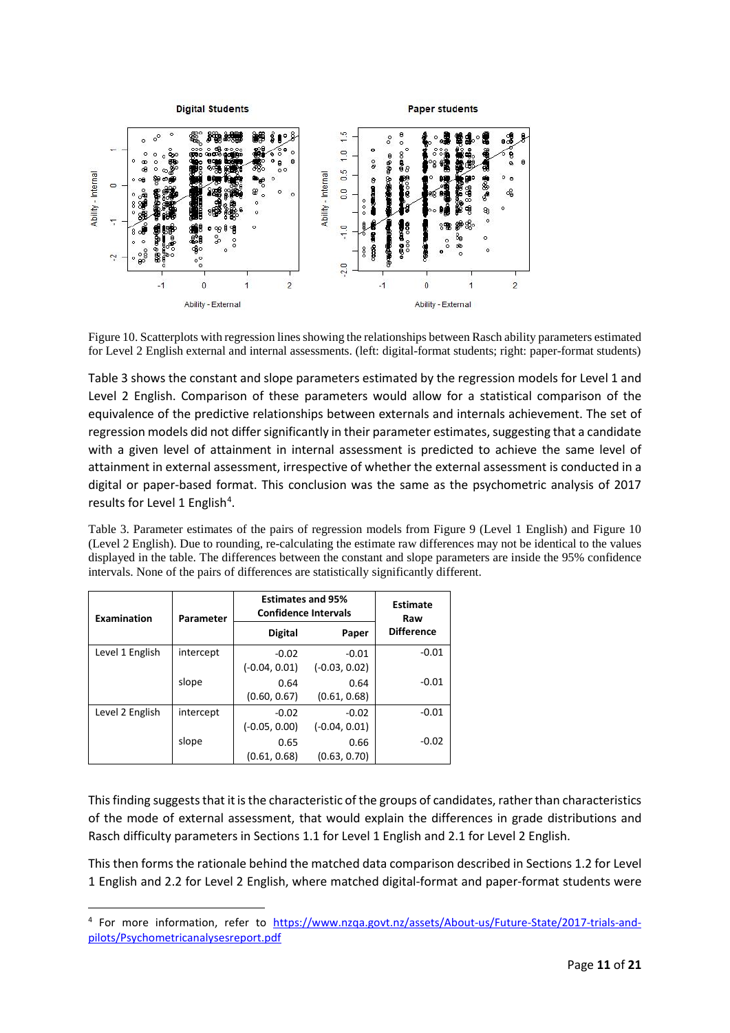Figure 10. Scatterplots with regression lines showing the relationships between Rasch ability parameters estimated for Level 2 English external and internal assessments. (left: digital-format students; right: paper-format students)

Table 3 shows the constant and slope parameters estimated by the regression models for Level 1 and Level 2 English. Comparison of these parameters would allow for a statistical comparison of the equivalence of the predictive relationships between externals and internals achievement. The set of regression models did not differ significantly in their parameter estimates, suggesting that a candidate with a given level of attainment in internal assessment is predicted to achieve the same level of attainment in external assessment, irrespective of whether the external assessment is conducted in a digital or paper-based format. This conclusion was the same as the psychometric analysis of 2017 results for Level 1 English[4].

Table 3. Parameter estimates of the pairs of regression models from Figure 9 (Level 1 English) and Figure 10 (Level 2 English). Due to rounding, re-calculating the estimate raw differences may not be identical to the values displayed in the table. The differences between the constant and slope parameters are inside the 95% confidence intervals. None of the pairs of differences are statistically significantly different.

| Examination | Parameter | Estimates and 95% Confidence Intervals | | Estimate Raw Difference |
|---|---|---|---|---|
| | | Digital | Paper | |
| Level 1 English | intercept | -0.02<br>(-0.04, 0.01) | -0.01<br>(-0.03, 0.02) | -0.01 |
| | slope | 0.64<br>(0.60, 0.67) | 0.64<br>(0.61, 0.68) | -0.01 |
| Level 2 English | intercept | -0.02<br>(-0.05, 0.00) | -0.02<br>(-0.04, 0.01) | -0.01 |
| | slope | 0.65<br>(0.61, 0.68) | 0.66<br>(0.63, 0.70) | -0.02 |

This finding suggests that it is the characteristic of the groups of candidates, rather than characteristics of the mode of external assessment, that would explain the differences in grade distributions and Rasch difficulty parameters in Sections 1.1 for Level 1 English and 2.1 for Level 2 English.

This then forms the rationale behind the matched data comparison described in Sections 1.2 for Level 1 English and 2.2 for Level 2 English, where matched digital-format and paper-format students were

[4] For more information, refer to https://www.nzqa.govt.nz/assets/About-us/Future-State/2017-trials-and-pilots/Psychometricanalysesreport.pdf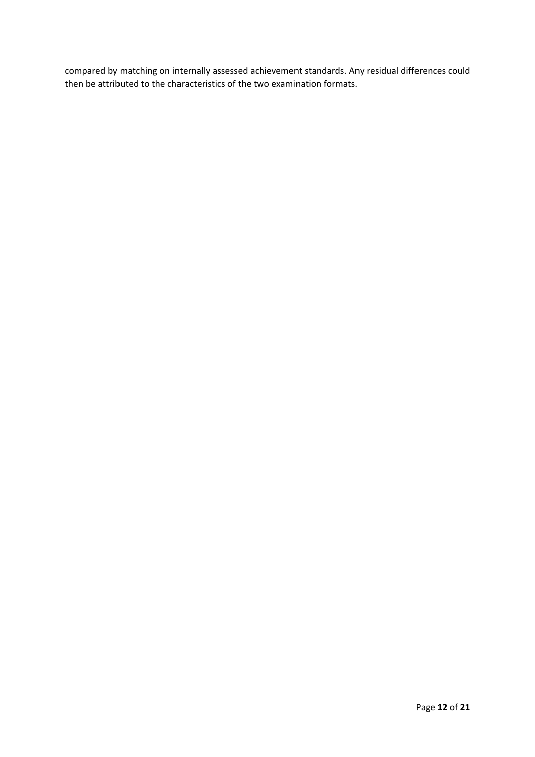compared by matching on internally assessed achievement standards. Any residual differences could then be attributed to the characteristics of the two examination formats.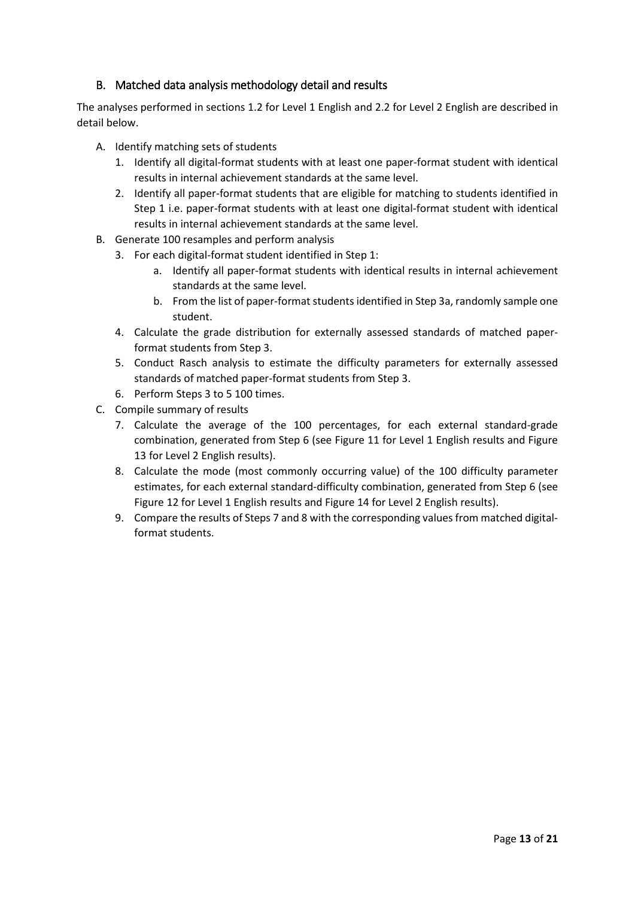## B. Matched data analysis methodology detail and results

The analyses performed in sections 1.2 for Level 1 English and 2.2 for Level 2 English are described in detail below.

A. Identify matching sets of students
   1. Identify all digital-format students with at least one paper-format student with identical results in internal achievement standards at the same level.
   2. Identify all paper-format students that are eligible for matching to students identified in Step 1 i.e. paper-format students with at least one digital-format student with identical results in internal achievement standards at the same level.

B. Generate 100 resamples and perform analysis
   3. For each digital-format student identified in Step 1:
      a. Identify all paper-format students with identical results in internal achievement standards at the same level.
      b. From the list of paper-format students identified in Step 3a, randomly sample one student.
   4. Calculate the grade distribution for externally assessed standards of matched paper-format students from Step 3.
   5. Conduct Rasch analysis to estimate the difficulty parameters for externally assessed standards of matched paper-format students from Step 3.
   6. Perform Steps 3 to 5 100 times.

C. Compile summary of results
   7. Calculate the average of the 100 percentages, for each external standard-grade combination, generated from Step 6 (see Figure 11 for Level 1 English results and Figure 13 for Level 2 English results).
   8. Calculate the mode (most commonly occurring value) of the 100 difficulty parameter estimates, for each external standard-difficulty combination, generated from Step 6 (see Figure 12 for Level 1 English results and Figure 14 for Level 2 English results).
   9. Compare the results of Steps 7 and 8 with the corresponding values from matched digital-format students.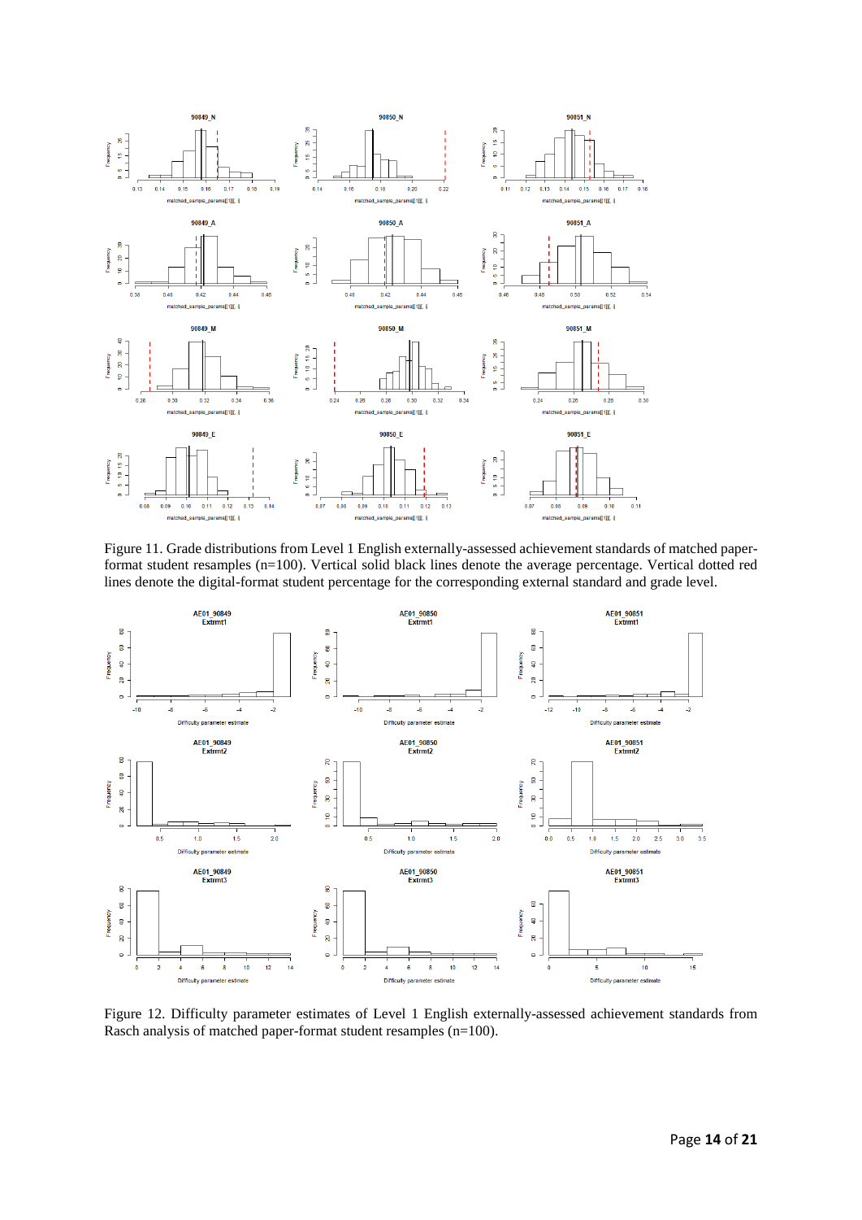Figure 11. Grade distributions from Level 1 English externally-assessed achievement standards of matched paper-format student resamples (n=100). Vertical solid black lines denote the average percentage. Vertical dotted red lines denote the digital-format student percentage for the corresponding external standard and grade level.

Figure 12. Difficulty parameter estimates of Level 1 English externally-assessed achievement standards from Rasch analysis of matched paper-format student resamples (n=100).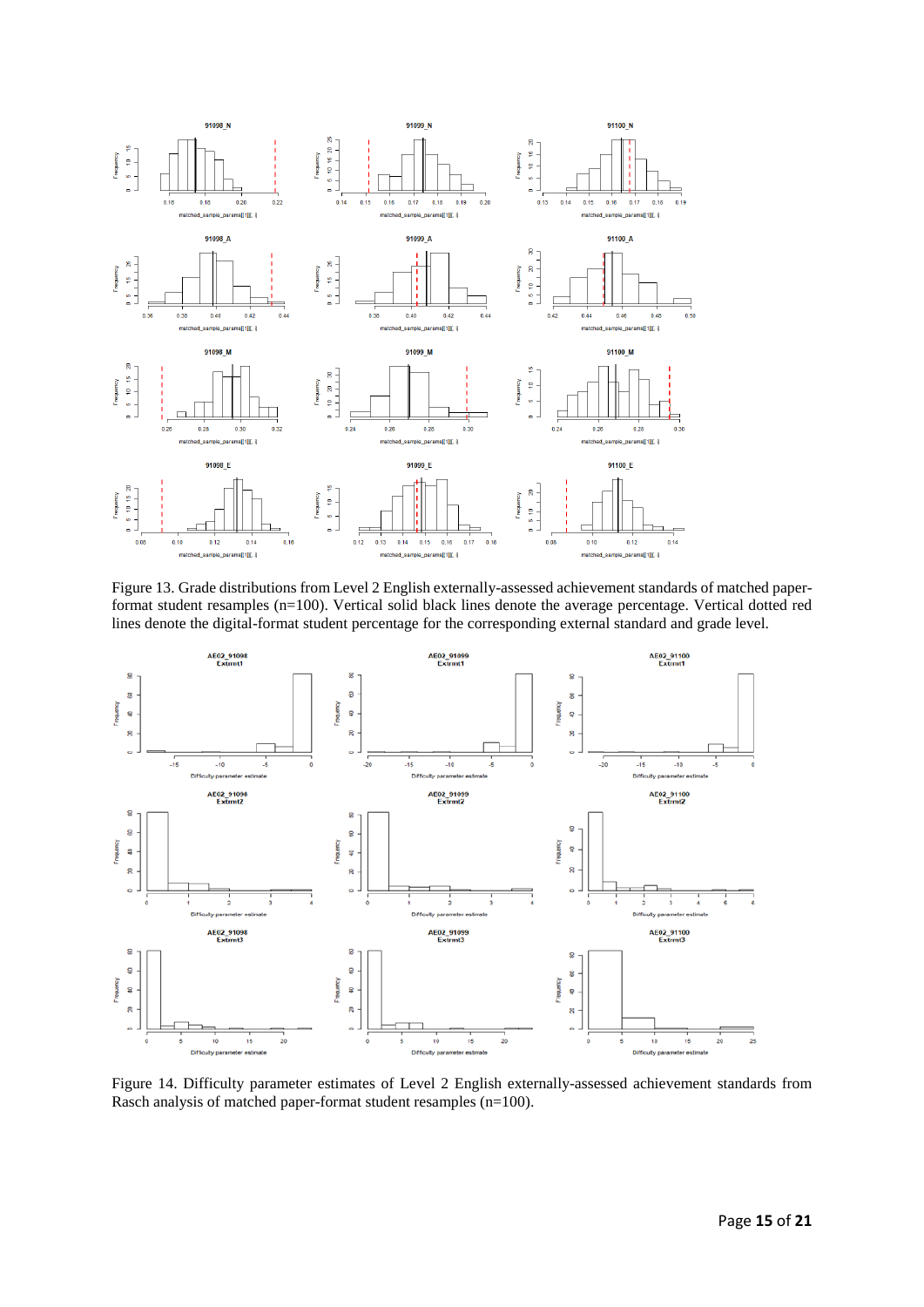Figure 13. Grade distributions from Level 2 English externally-assessed achievement standards of matched paper-format student resamples (n=100). Vertical solid black lines denote the average percentage. Vertical dotted red lines denote the digital-format student percentage for the corresponding external standard and grade level.

Figure 14. Difficulty parameter estimates of Level 2 English externally-assessed achievement standards from Rasch analysis of matched paper-format student resamples (n=100).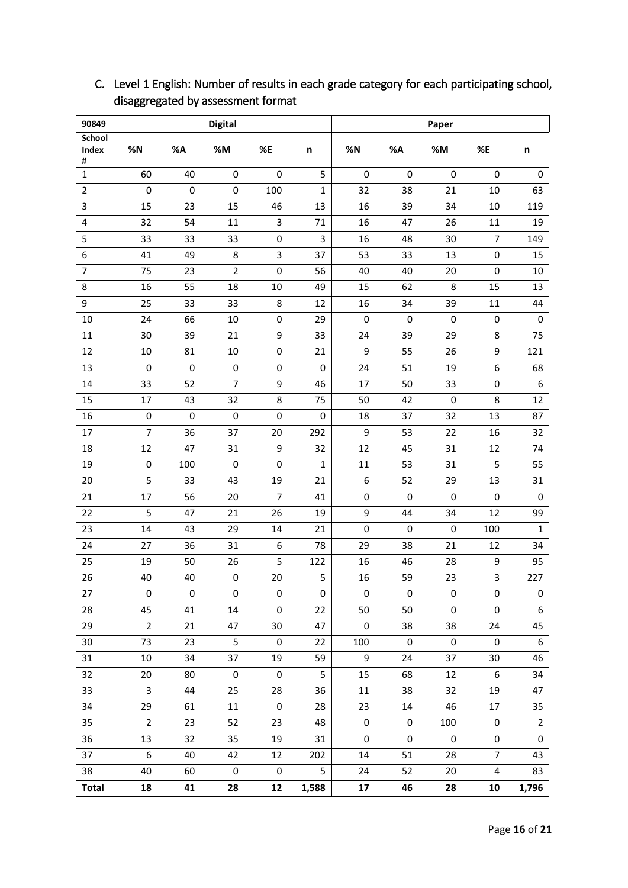C. Level 1 English: Number of results in each grade category for each participating school, disaggregated by assessment format

| 90849 | Digital | | | | | Paper | | | | |
|---|---|---|---|---|---|---|---|---|---|---|
| School Index # | %N | %A | %M | %E | n | %N | %A | %M | %E | n |
| 1 | 60 | 40 | 0 | 0 | 5 | 0 | 0 | 0 | 0 | 0 |
| 2 | 0 | 0 | 0 | 100 | 1 | 32 | 38 | 21 | 10 | 63 |
| 3 | 15 | 23 | 15 | 46 | 13 | 16 | 39 | 34 | 10 | 119 |
| 4 | 32 | 54 | 11 | 3 | 71 | 16 | 47 | 26 | 11 | 19 |
| 5 | 33 | 33 | 33 | 0 | 3 | 16 | 48 | 30 | 7 | 149 |
| 6 | 41 | 49 | 8 | 3 | 37 | 53 | 33 | 13 | 0 | 15 |
| 7 | 75 | 23 | 2 | 0 | 56 | 40 | 40 | 20 | 0 | 10 |
| 8 | 16 | 55 | 18 | 10 | 49 | 15 | 62 | 8 | 15 | 13 |
| 9 | 25 | 33 | 33 | 8 | 12 | 16 | 34 | 39 | 11 | 44 |
| 10 | 24 | 66 | 10 | 0 | 29 | 0 | 0 | 0 | 0 | 0 |
| 11 | 30 | 39 | 21 | 9 | 33 | 24 | 39 | 29 | 8 | 75 |
| 12 | 10 | 81 | 10 | 0 | 21 | 9 | 55 | 26 | 9 | 121 |
| 13 | 0 | 0 | 0 | 0 | 0 | 24 | 51 | 19 | 6 | 68 |
| 14 | 33 | 52 | 7 | 9 | 46 | 17 | 50 | 33 | 0 | 6 |
| 15 | 17 | 43 | 32 | 8 | 75 | 50 | 42 | 0 | 8 | 12 |
| 16 | 0 | 0 | 0 | 0 | 0 | 18 | 37 | 32 | 13 | 87 |
| 17 | 7 | 36 | 37 | 20 | 292 | 9 | 53 | 22 | 16 | 32 |
| 18 | 12 | 47 | 31 | 9 | 32 | 12 | 45 | 31 | 12 | 74 |
| 19 | 0 | 100 | 0 | 0 | 1 | 11 | 53 | 31 | 5 | 55 |
| 20 | 5 | 33 | 43 | 19 | 21 | 6 | 52 | 29 | 13 | 31 |
| 21 | 17 | 56 | 20 | 7 | 41 | 0 | 0 | 0 | 0 | 0 |
| 22 | 5 | 47 | 21 | 26 | 19 | 9 | 44 | 34 | 12 | 99 |
| 23 | 14 | 43 | 29 | 14 | 21 | 0 | 0 | 0 | 100 | 1 |
| 24 | 27 | 36 | 31 | 6 | 78 | 29 | 38 | 21 | 12 | 34 |
| 25 | 19 | 50 | 26 | 5 | 122 | 16 | 46 | 28 | 9 | 95 |
| 26 | 40 | 40 | 0 | 20 | 5 | 16 | 59 | 23 | 3 | 227 |
| 27 | 0 | 0 | 0 | 0 | 0 | 0 | 0 | 0 | 0 | 0 |
| 28 | 45 | 41 | 14 | 0 | 22 | 50 | 50 | 0 | 0 | 6 |
| 29 | 2 | 21 | 47 | 30 | 47 | 0 | 38 | 38 | 24 | 45 |
| 30 | 73 | 23 | 5 | 0 | 22 | 100 | 0 | 0 | 0 | 6 |
| 31 | 10 | 34 | 37 | 19 | 59 | 9 | 24 | 37 | 30 | 46 |
| 32 | 20 | 80 | 0 | 0 | 5 | 15 | 68 | 12 | 6 | 34 |
| 33 | 3 | 44 | 25 | 28 | 36 | 11 | 38 | 32 | 19 | 47 |
| 34 | 29 | 61 | 11 | 0 | 28 | 23 | 14 | 46 | 17 | 35 |
| 35 | 2 | 23 | 52 | 23 | 48 | 0 | 0 | 100 | 0 | 2 |
| 36 | 13 | 32 | 35 | 19 | 31 | 0 | 0 | 0 | 0 | 0 |
| 37 | 6 | 40 | 42 | 12 | 202 | 14 | 51 | 28 | 7 | 43 |
| 38 | 40 | 60 | 0 | 0 | 5 | 24 | 52 | 20 | 4 | 83 |
| **Total** | **18** | **41** | **28** | **12** | **1,588** | **17** | **46** | **28** | **10** | **1,796** |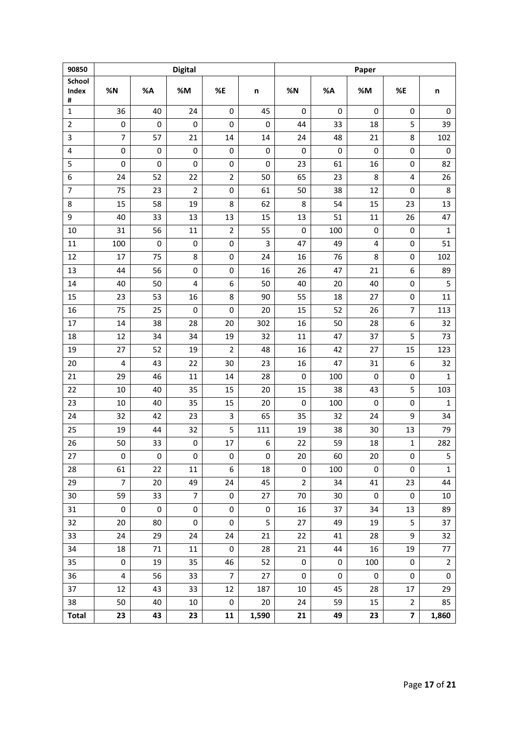| 90850 | Digital | | | | | Paper | | | | |
|---|---|---|---|---|---|---|---|---|---|---|
| School Index # | %N | %A | %M | %E | n | %N | %A | %M | %E | n |
| 1 | 36 | 40 | 24 | 0 | 45 | 0 | 0 | 0 | 0 | 0 |
| 2 | 0 | 0 | 0 | 0 | 0 | 44 | 33 | 18 | 5 | 39 |
| 3 | 7 | 57 | 21 | 14 | 14 | 24 | 48 | 21 | 8 | 102 |
| 4 | 0 | 0 | 0 | 0 | 0 | 0 | 0 | 0 | 0 | 0 |
| 5 | 0 | 0 | 0 | 0 | 0 | 23 | 61 | 16 | 0 | 82 |
| 6 | 24 | 52 | 22 | 2 | 50 | 65 | 23 | 8 | 4 | 26 |
| 7 | 75 | 23 | 2 | 0 | 61 | 50 | 38 | 12 | 0 | 8 |
| 8 | 15 | 58 | 19 | 8 | 62 | 8 | 54 | 15 | 23 | 13 |
| 9 | 40 | 33 | 13 | 13 | 15 | 13 | 51 | 11 | 26 | 47 |
| 10 | 31 | 56 | 11 | 2 | 55 | 0 | 100 | 0 | 0 | 1 |
| 11 | 100 | 0 | 0 | 0 | 3 | 47 | 49 | 4 | 0 | 51 |
| 12 | 17 | 75 | 8 | 0 | 24 | 16 | 76 | 8 | 0 | 102 |
| 13 | 44 | 56 | 0 | 0 | 16 | 26 | 47 | 21 | 6 | 89 |
| 14 | 40 | 50 | 4 | 6 | 50 | 40 | 20 | 40 | 0 | 5 |
| 15 | 23 | 53 | 16 | 8 | 90 | 55 | 18 | 27 | 0 | 11 |
| 16 | 75 | 25 | 0 | 0 | 20 | 15 | 52 | 26 | 7 | 113 |
| 17 | 14 | 38 | 28 | 20 | 302 | 16 | 50 | 28 | 6 | 32 |
| 18 | 12 | 34 | 34 | 19 | 32 | 11 | 47 | 37 | 5 | 73 |
| 19 | 27 | 52 | 19 | 2 | 48 | 16 | 42 | 27 | 15 | 123 |
| 20 | 4 | 43 | 22 | 30 | 23 | 16 | 47 | 31 | 6 | 32 |
| 21 | 29 | 46 | 11 | 14 | 28 | 0 | 100 | 0 | 0 | 1 |
| 22 | 10 | 40 | 35 | 15 | 20 | 15 | 38 | 43 | 5 | 103 |
| 23 | 10 | 40 | 35 | 15 | 20 | 0 | 100 | 0 | 0 | 1 |
| 24 | 32 | 42 | 23 | 3 | 65 | 35 | 32 | 24 | 9 | 34 |
| 25 | 19 | 44 | 32 | 5 | 111 | 19 | 38 | 30 | 13 | 79 |
| 26 | 50 | 33 | 0 | 17 | 6 | 22 | 59 | 18 | 1 | 282 |
| 27 | 0 | 0 | 0 | 0 | 0 | 20 | 60 | 20 | 0 | 5 |
| 28 | 61 | 22 | 11 | 6 | 18 | 0 | 100 | 0 | 0 | 1 |
| 29 | 7 | 20 | 49 | 24 | 45 | 2 | 34 | 41 | 23 | 44 |
| 30 | 59 | 33 | 7 | 0 | 27 | 70 | 30 | 0 | 0 | 10 |
| 31 | 0 | 0 | 0 | 0 | 0 | 16 | 37 | 34 | 13 | 89 |
| 32 | 20 | 80 | 0 | 0 | 5 | 27 | 49 | 19 | 5 | 37 |
| 33 | 24 | 29 | 24 | 24 | 21 | 22 | 41 | 28 | 9 | 32 |
| 34 | 18 | 71 | 11 | 0 | 28 | 21 | 44 | 16 | 19 | 77 |
| 35 | 0 | 19 | 35 | 46 | 52 | 0 | 0 | 100 | 0 | 2 |
| 36 | 4 | 56 | 33 | 7 | 27 | 0 | 0 | 0 | 0 | 0 |
| 37 | 12 | 43 | 33 | 12 | 187 | 10 | 45 | 28 | 17 | 29 |
| 38 | 50 | 40 | 10 | 0 | 20 | 24 | 59 | 15 | 2 | 85 |
| **Total** | **23** | **43** | **23** | **11** | **1,590** | **21** | **49** | **23** | **7** | **1,860** |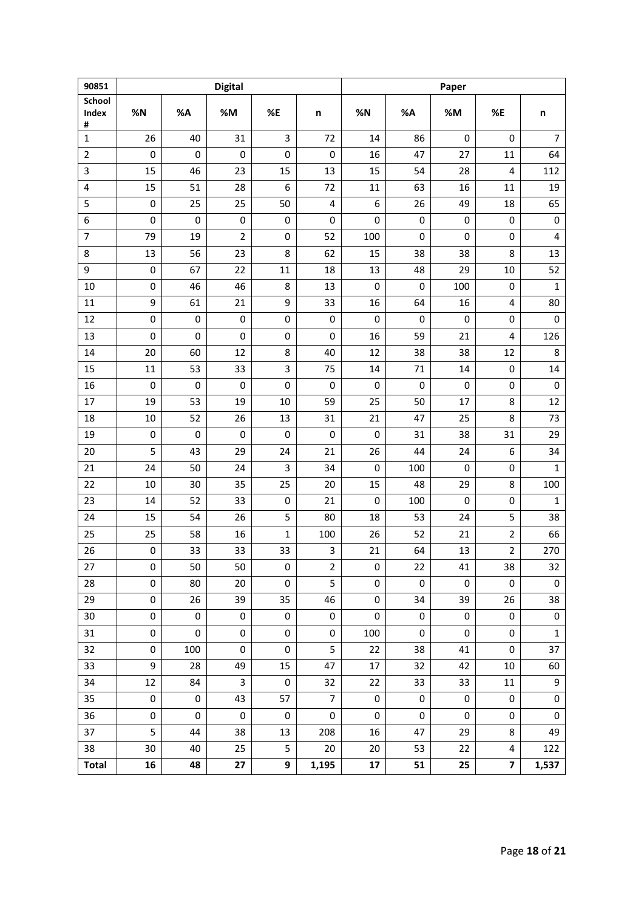| 90851 | Digital | | | | | Paper | | | | |
|---|---|---|---|---|---|---|---|---|---|---|
| School Index # | %N | %A | %M | %E | n | %N | %A | %M | %E | n |
| 1 | 26 | 40 | 31 | 3 | 72 | 14 | 86 | 0 | 0 | 7 |
| 2 | 0 | 0 | 0 | 0 | 0 | 16 | 47 | 27 | 11 | 64 |
| 3 | 15 | 46 | 23 | 15 | 13 | 15 | 54 | 28 | 4 | 112 |
| 4 | 15 | 51 | 28 | 6 | 72 | 11 | 63 | 16 | 11 | 19 |
| 5 | 0 | 25 | 25 | 50 | 4 | 6 | 26 | 49 | 18 | 65 |
| 6 | 0 | 0 | 0 | 0 | 0 | 0 | 0 | 0 | 0 | 0 |
| 7 | 79 | 19 | 2 | 0 | 52 | 100 | 0 | 0 | 0 | 4 |
| 8 | 13 | 56 | 23 | 8 | 62 | 15 | 38 | 38 | 8 | 13 |
| 9 | 0 | 67 | 22 | 11 | 18 | 13 | 48 | 29 | 10 | 52 |
| 10 | 0 | 46 | 46 | 8 | 13 | 0 | 0 | 100 | 0 | 1 |
| 11 | 9 | 61 | 21 | 9 | 33 | 16 | 64 | 16 | 4 | 80 |
| 12 | 0 | 0 | 0 | 0 | 0 | 0 | 0 | 0 | 0 | 0 |
| 13 | 0 | 0 | 0 | 0 | 0 | 16 | 59 | 21 | 4 | 126 |
| 14 | 20 | 60 | 12 | 8 | 40 | 12 | 38 | 38 | 12 | 8 |
| 15 | 11 | 53 | 33 | 3 | 75 | 14 | 71 | 14 | 0 | 14 |
| 16 | 0 | 0 | 0 | 0 | 0 | 0 | 0 | 0 | 0 | 0 |
| 17 | 19 | 53 | 19 | 10 | 59 | 25 | 50 | 17 | 8 | 12 |
| 18 | 10 | 52 | 26 | 13 | 31 | 21 | 47 | 25 | 8 | 73 |
| 19 | 0 | 0 | 0 | 0 | 0 | 0 | 31 | 38 | 31 | 29 |
| 20 | 5 | 43 | 29 | 24 | 21 | 26 | 44 | 24 | 6 | 34 |
| 21 | 24 | 50 | 24 | 3 | 34 | 0 | 100 | 0 | 0 | 1 |
| 22 | 10 | 30 | 35 | 25 | 20 | 15 | 48 | 29 | 8 | 100 |
| 23 | 14 | 52 | 33 | 0 | 21 | 0 | 100 | 0 | 0 | 1 |
| 24 | 15 | 54 | 26 | 5 | 80 | 18 | 53 | 24 | 5 | 38 |
| 25 | 25 | 58 | 16 | 1 | 100 | 26 | 52 | 21 | 2 | 66 |
| 26 | 0 | 33 | 33 | 33 | 3 | 21 | 64 | 13 | 2 | 270 |
| 27 | 0 | 50 | 50 | 0 | 2 | 0 | 22 | 41 | 38 | 32 |
| 28 | 0 | 80 | 20 | 0 | 5 | 0 | 0 | 0 | 0 | 0 |
| 29 | 0 | 26 | 39 | 35 | 46 | 0 | 34 | 39 | 26 | 38 |
| 30 | 0 | 0 | 0 | 0 | 0 | 0 | 0 | 0 | 0 | 0 |
| 31 | 0 | 0 | 0 | 0 | 0 | 100 | 0 | 0 | 0 | 1 |
| 32 | 0 | 100 | 0 | 0 | 5 | 22 | 38 | 41 | 0 | 37 |
| 33 | 9 | 28 | 49 | 15 | 47 | 17 | 32 | 42 | 10 | 60 |
| 34 | 12 | 84 | 3 | 0 | 32 | 22 | 33 | 33 | 11 | 9 |
| 35 | 0 | 0 | 43 | 57 | 7 | 0 | 0 | 0 | 0 | 0 |
| 36 | 0 | 0 | 0 | 0 | 0 | 0 | 0 | 0 | 0 | 0 |
| 37 | 5 | 44 | 38 | 13 | 208 | 16 | 47 | 29 | 8 | 49 |
| 38 | 30 | 40 | 25 | 5 | 20 | 20 | 53 | 22 | 4 | 122 |
| **Total** | **16** | **48** | **27** | **9** | **1,195** | **17** | **51** | **25** | **7** | **1,537** |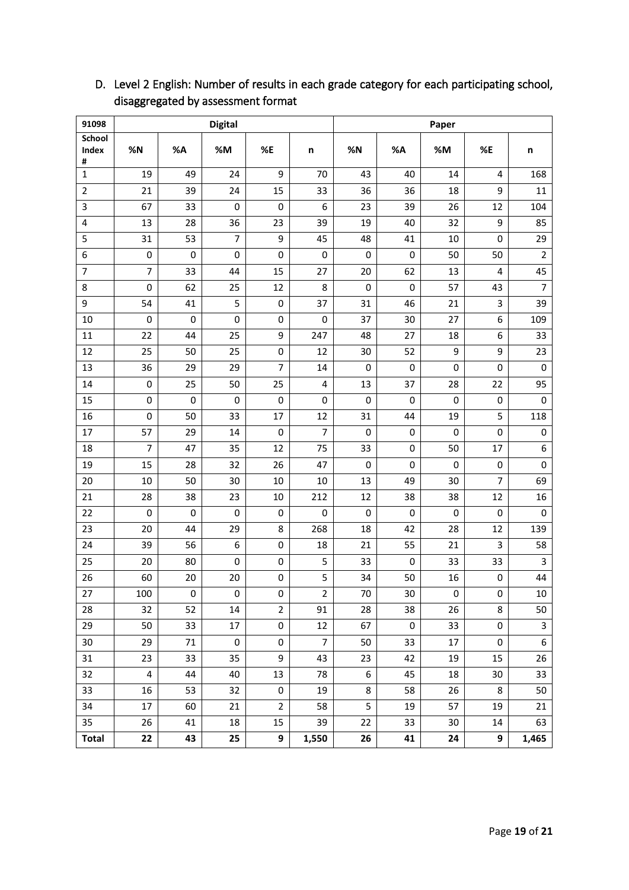D. Level 2 English: Number of results in each grade category for each participating school, disaggregated by assessment format

| 91098 | Digital | | | | | Paper | | | | |
|---|---|---|---|---|---|---|---|---|---|---|
| School Index # | %N | %A | %M | %E | n | %N | %A | %M | %E | n |
| 1 | 19 | 49 | 24 | 9 | 70 | 43 | 40 | 14 | 4 | 168 |
| 2 | 21 | 39 | 24 | 15 | 33 | 36 | 36 | 18 | 9 | 11 |
| 3 | 67 | 33 | 0 | 0 | 6 | 23 | 39 | 26 | 12 | 104 |
| 4 | 13 | 28 | 36 | 23 | 39 | 19 | 40 | 32 | 9 | 85 |
| 5 | 31 | 53 | 7 | 9 | 45 | 48 | 41 | 10 | 0 | 29 |
| 6 | 0 | 0 | 0 | 0 | 0 | 0 | 0 | 50 | 50 | 2 |
| 7 | 7 | 33 | 44 | 15 | 27 | 20 | 62 | 13 | 4 | 45 |
| 8 | 0 | 62 | 25 | 12 | 8 | 0 | 0 | 57 | 43 | 7 |
| 9 | 54 | 41 | 5 | 0 | 37 | 31 | 46 | 21 | 3 | 39 |
| 10 | 0 | 0 | 0 | 0 | 0 | 37 | 30 | 27 | 6 | 109 |
| 11 | 22 | 44 | 25 | 9 | 247 | 48 | 27 | 18 | 6 | 33 |
| 12 | 25 | 50 | 25 | 0 | 12 | 30 | 52 | 9 | 9 | 23 |
| 13 | 36 | 29 | 29 | 7 | 14 | 0 | 0 | 0 | 0 | 0 |
| 14 | 0 | 25 | 50 | 25 | 4 | 13 | 37 | 28 | 22 | 95 |
| 15 | 0 | 0 | 0 | 0 | 0 | 0 | 0 | 0 | 0 | 0 |
| 16 | 0 | 50 | 33 | 17 | 12 | 31 | 44 | 19 | 5 | 118 |
| 17 | 57 | 29 | 14 | 0 | 7 | 0 | 0 | 0 | 0 | 0 |
| 18 | 7 | 47 | 35 | 12 | 75 | 33 | 0 | 50 | 17 | 6 |
| 19 | 15 | 28 | 32 | 26 | 47 | 0 | 0 | 0 | 0 | 0 |
| 20 | 10 | 50 | 30 | 10 | 10 | 13 | 49 | 30 | 7 | 69 |
| 21 | 28 | 38 | 23 | 10 | 212 | 12 | 38 | 38 | 12 | 16 |
| 22 | 0 | 0 | 0 | 0 | 0 | 0 | 0 | 0 | 0 | 0 |
| 23 | 20 | 44 | 29 | 8 | 268 | 18 | 42 | 28 | 12 | 139 |
| 24 | 39 | 56 | 6 | 0 | 18 | 21 | 55 | 21 | 3 | 58 |
| 25 | 20 | 80 | 0 | 0 | 5 | 33 | 0 | 33 | 33 | 3 |
| 26 | 60 | 20 | 20 | 0 | 5 | 34 | 50 | 16 | 0 | 44 |
| 27 | 100 | 0 | 0 | 0 | 2 | 70 | 30 | 0 | 0 | 10 |
| 28 | 32 | 52 | 14 | 2 | 91 | 28 | 38 | 26 | 8 | 50 |
| 29 | 50 | 33 | 17 | 0 | 12 | 67 | 0 | 33 | 0 | 3 |
| 30 | 29 | 71 | 0 | 0 | 7 | 50 | 33 | 17 | 0 | 6 |
| 31 | 23 | 33 | 35 | 9 | 43 | 23 | 42 | 19 | 15 | 26 |
| 32 | 4 | 44 | 40 | 13 | 78 | 6 | 45 | 18 | 30 | 33 |
| 33 | 16 | 53 | 32 | 0 | 19 | 8 | 58 | 26 | 8 | 50 |
| 34 | 17 | 60 | 21 | 2 | 58 | 5 | 19 | 57 | 19 | 21 |
| 35 | 26 | 41 | 18 | 15 | 39 | 22 | 33 | 30 | 14 | 63 |
| **Total** | **22** | **43** | **25** | **9** | **1,550** | **26** | **41** | **24** | **9** | **1,465** |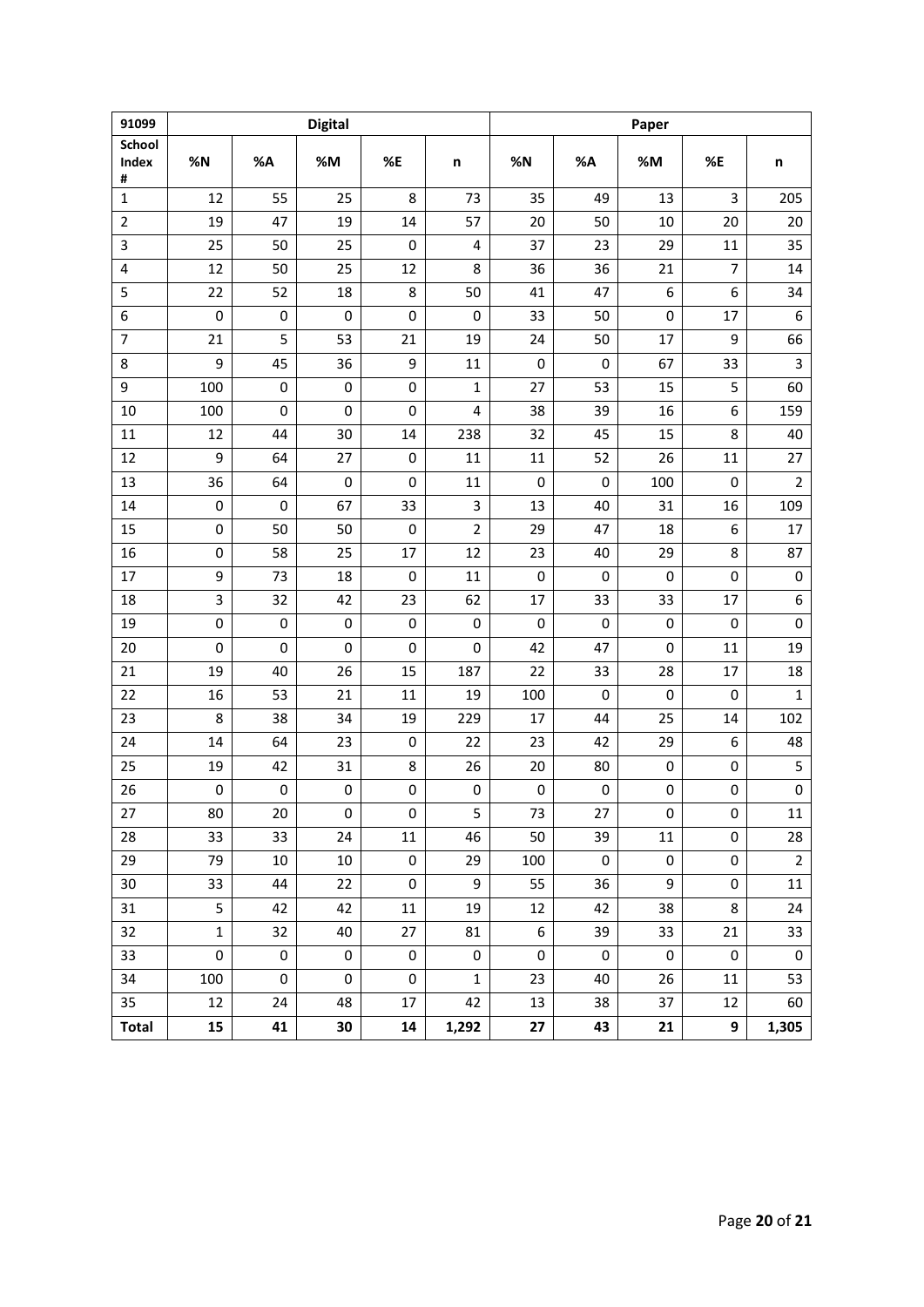| 91099 | Digital | | | | | Paper | | | | |
|---|---|---|---|---|---|---|---|---|---|---|
| School Index # | %N | %A | %M | %E | n | %N | %A | %M | %E | n |
| 1 | 12 | 55 | 25 | 8 | 73 | 35 | 49 | 13 | 3 | 205 |
| 2 | 19 | 47 | 19 | 14 | 57 | 20 | 50 | 10 | 20 | 20 |
| 3 | 25 | 50 | 25 | 0 | 4 | 37 | 23 | 29 | 11 | 35 |
| 4 | 12 | 50 | 25 | 12 | 8 | 36 | 36 | 21 | 7 | 14 |
| 5 | 22 | 52 | 18 | 8 | 50 | 41 | 47 | 6 | 6 | 34 |
| 6 | 0 | 0 | 0 | 0 | 0 | 33 | 50 | 0 | 17 | 6 |
| 7 | 21 | 5 | 53 | 21 | 19 | 24 | 50 | 17 | 9 | 66 |
| 8 | 9 | 45 | 36 | 9 | 11 | 0 | 0 | 67 | 33 | 3 |
| 9 | 100 | 0 | 0 | 0 | 1 | 27 | 53 | 15 | 5 | 60 |
| 10 | 100 | 0 | 0 | 0 | 4 | 38 | 39 | 16 | 6 | 159 |
| 11 | 12 | 44 | 30 | 14 | 238 | 32 | 45 | 15 | 8 | 40 |
| 12 | 9 | 64 | 27 | 0 | 11 | 11 | 52 | 26 | 11 | 27 |
| 13 | 36 | 64 | 0 | 0 | 11 | 0 | 0 | 100 | 0 | 2 |
| 14 | 0 | 0 | 67 | 33 | 3 | 13 | 40 | 31 | 16 | 109 |
| 15 | 0 | 50 | 50 | 0 | 2 | 29 | 47 | 18 | 6 | 17 |
| 16 | 0 | 58 | 25 | 17 | 12 | 23 | 40 | 29 | 8 | 87 |
| 17 | 9 | 73 | 18 | 0 | 11 | 0 | 0 | 0 | 0 | 0 |
| 18 | 3 | 32 | 42 | 23 | 62 | 17 | 33 | 33 | 17 | 6 |
| 19 | 0 | 0 | 0 | 0 | 0 | 0 | 0 | 0 | 0 | 0 |
| 20 | 0 | 0 | 0 | 0 | 0 | 42 | 47 | 0 | 11 | 19 |
| 21 | 19 | 40 | 26 | 15 | 187 | 22 | 33 | 28 | 17 | 18 |
| 22 | 16 | 53 | 21 | 11 | 19 | 100 | 0 | 0 | 0 | 1 |
| 23 | 8 | 38 | 34 | 19 | 229 | 17 | 44 | 25 | 14 | 102 |
| 24 | 14 | 64 | 23 | 0 | 22 | 23 | 42 | 29 | 6 | 48 |
| 25 | 19 | 42 | 31 | 8 | 26 | 20 | 80 | 0 | 0 | 5 |
| 26 | 0 | 0 | 0 | 0 | 0 | 0 | 0 | 0 | 0 | 0 |
| 27 | 80 | 20 | 0 | 0 | 5 | 73 | 27 | 0 | 0 | 11 |
| 28 | 33 | 33 | 24 | 11 | 46 | 50 | 39 | 11 | 0 | 28 |
| 29 | 79 | 10 | 10 | 0 | 29 | 100 | 0 | 0 | 0 | 2 |
| 30 | 33 | 44 | 22 | 0 | 9 | 55 | 36 | 9 | 0 | 11 |
| 31 | 5 | 42 | 42 | 11 | 19 | 12 | 42 | 38 | 8 | 24 |
| 32 | 1 | 32 | 40 | 27 | 81 | 6 | 39 | 33 | 21 | 33 |
| 33 | 0 | 0 | 0 | 0 | 0 | 0 | 0 | 0 | 0 | 0 |
| 34 | 100 | 0 | 0 | 0 | 1 | 23 | 40 | 26 | 11 | 53 |
| 35 | 12 | 24 | 48 | 17 | 42 | 13 | 38 | 37 | 12 | 60 |
| **Total** | **15** | **41** | **30** | **14** | **1,292** | **27** | **43** | **21** | **9** | **1,305** |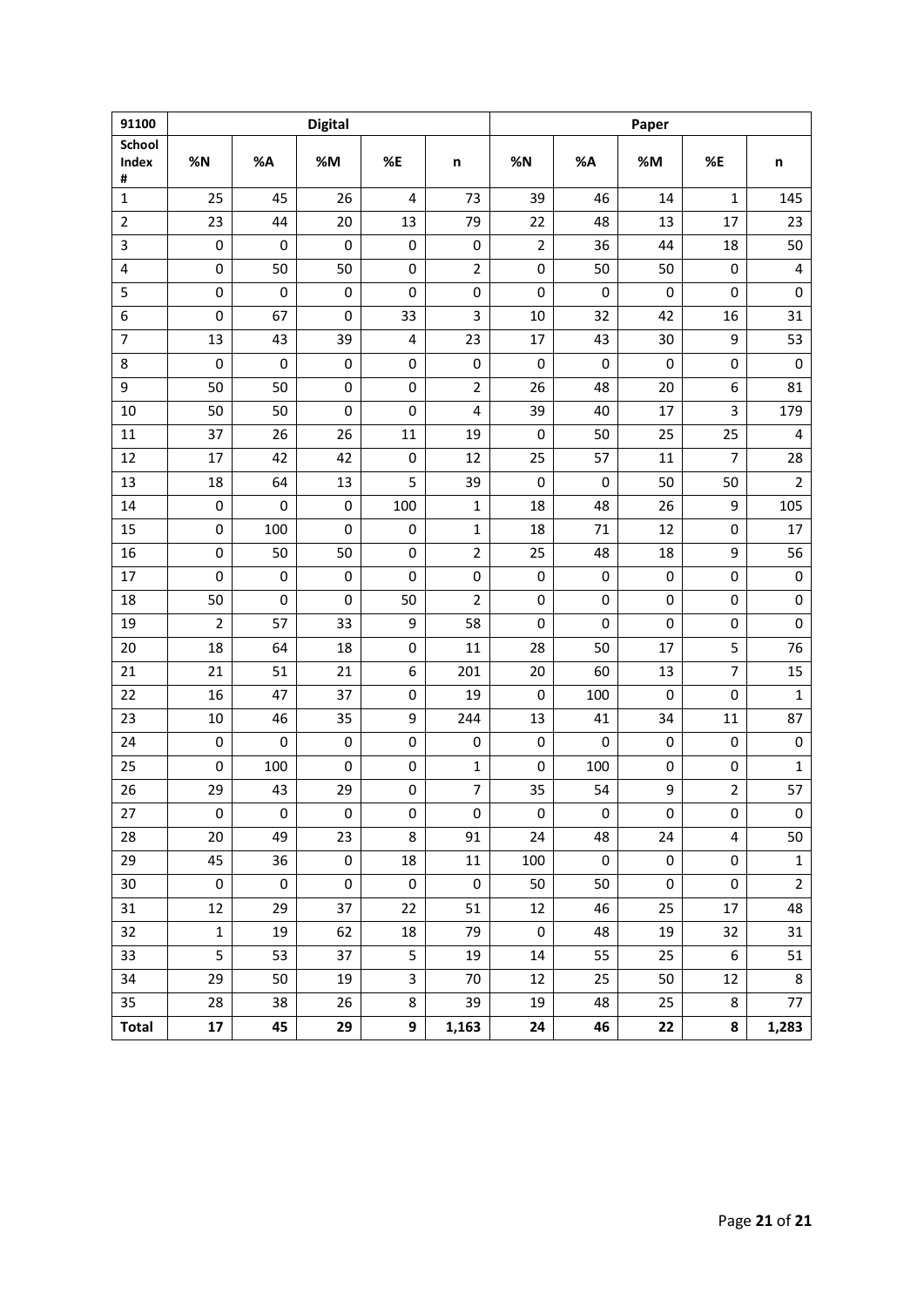| 91100 | Digital | | | | | Paper | | | | |
|---|---|---|---|---|---|---|---|---|---|---|
| School Index # | %N | %A | %M | %E | n | %N | %A | %M | %E | n |
| 1 | 25 | 45 | 26 | 4 | 73 | 39 | 46 | 14 | 1 | 145 |
| 2 | 23 | 44 | 20 | 13 | 79 | 22 | 48 | 13 | 17 | 23 |
| 3 | 0 | 0 | 0 | 0 | 0 | 2 | 36 | 44 | 18 | 50 |
| 4 | 0 | 50 | 50 | 0 | 2 | 0 | 50 | 50 | 0 | 4 |
| 5 | 0 | 0 | 0 | 0 | 0 | 0 | 0 | 0 | 0 | 0 |
| 6 | 0 | 67 | 0 | 33 | 3 | 10 | 32 | 42 | 16 | 31 |
| 7 | 13 | 43 | 39 | 4 | 23 | 17 | 43 | 30 | 9 | 53 |
| 8 | 0 | 0 | 0 | 0 | 0 | 0 | 0 | 0 | 0 | 0 |
| 9 | 50 | 50 | 0 | 0 | 2 | 26 | 48 | 20 | 6 | 81 |
| 10 | 50 | 50 | 0 | 0 | 4 | 39 | 40 | 17 | 3 | 179 |
| 11 | 37 | 26 | 26 | 11 | 19 | 0 | 50 | 25 | 25 | 4 |
| 12 | 17 | 42 | 42 | 0 | 12 | 25 | 57 | 11 | 7 | 28 |
| 13 | 18 | 64 | 13 | 5 | 39 | 0 | 0 | 50 | 50 | 2 |
| 14 | 0 | 0 | 0 | 100 | 1 | 18 | 48 | 26 | 9 | 105 |
| 15 | 0 | 100 | 0 | 0 | 1 | 18 | 71 | 12 | 0 | 17 |
| 16 | 0 | 50 | 50 | 0 | 2 | 25 | 48 | 18 | 9 | 56 |
| 17 | 0 | 0 | 0 | 0 | 0 | 0 | 0 | 0 | 0 | 0 |
| 18 | 50 | 0 | 0 | 50 | 2 | 0 | 0 | 0 | 0 | 0 |
| 19 | 2 | 57 | 33 | 9 | 58 | 0 | 0 | 0 | 0 | 0 |
| 20 | 18 | 64 | 18 | 0 | 11 | 28 | 50 | 17 | 5 | 76 |
| 21 | 21 | 51 | 21 | 6 | 201 | 20 | 60 | 13 | 7 | 15 |
| 22 | 16 | 47 | 37 | 0 | 19 | 0 | 100 | 0 | 0 | 1 |
| 23 | 10 | 46 | 35 | 9 | 244 | 13 | 41 | 34 | 11 | 87 |
| 24 | 0 | 0 | 0 | 0 | 0 | 0 | 0 | 0 | 0 | 0 |
| 25 | 0 | 100 | 0 | 0 | 1 | 0 | 100 | 0 | 0 | 1 |
| 26 | 29 | 43 | 29 | 0 | 7 | 35 | 54 | 9 | 2 | 57 |
| 27 | 0 | 0 | 0 | 0 | 0 | 0 | 0 | 0 | 0 | 0 |
| 28 | 20 | 49 | 23 | 8 | 91 | 24 | 48 | 24 | 4 | 50 |
| 29 | 45 | 36 | 0 | 18 | 11 | 100 | 0 | 0 | 0 | 1 |
| 30 | 0 | 0 | 0 | 0 | 0 | 50 | 50 | 0 | 0 | 2 |
| 31 | 12 | 29 | 37 | 22 | 51 | 12 | 46 | 25 | 17 | 48 |
| 32 | 1 | 19 | 62 | 18 | 79 | 0 | 48 | 19 | 32 | 31 |
| 33 | 5 | 53 | 37 | 5 | 19 | 14 | 55 | 25 | 6 | 51 |
| 34 | 29 | 50 | 19 | 3 | 70 | 12 | 25 | 50 | 12 | 8 |
| 35 | 28 | 38 | 26 | 8 | 39 | 19 | 48 | 25 | 8 | 77 |
| **Total** | **17** | **45** | **29** | **9** | **1,163** | **24** | **46** | **22** | **8** | **1,283** |